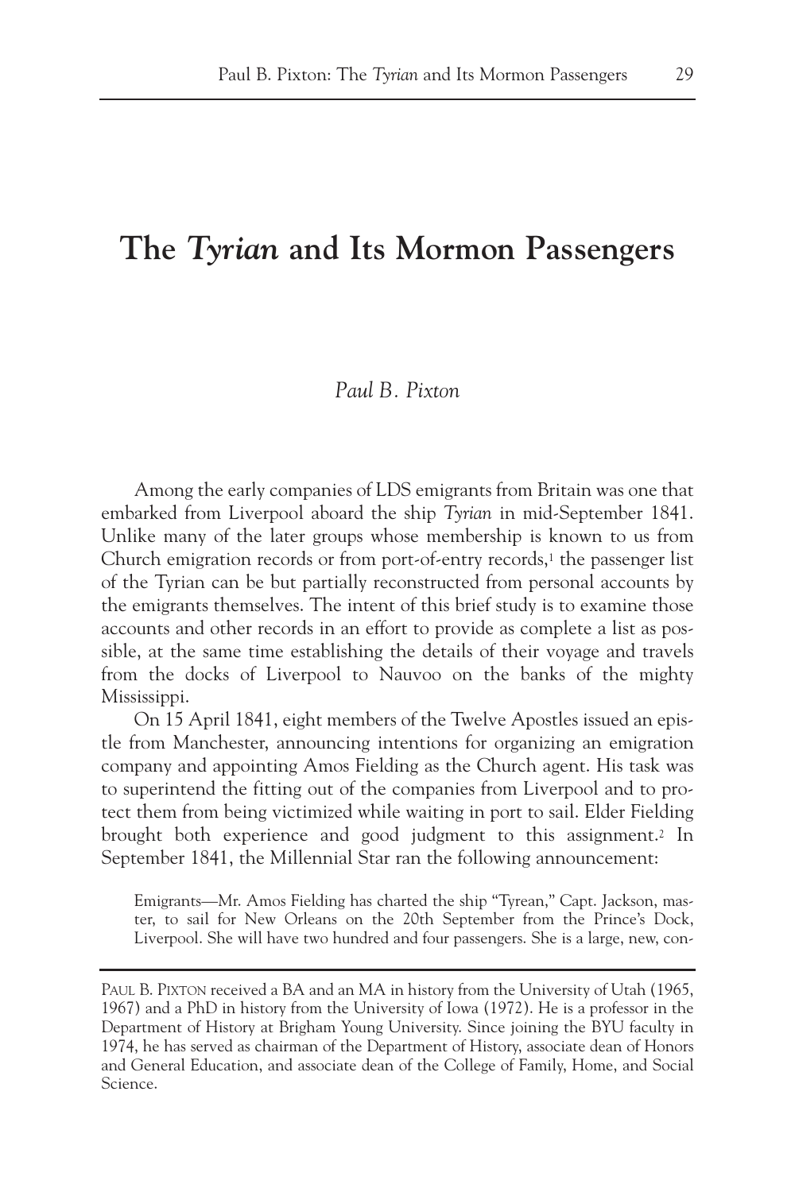# The *Tyrian* and Its Mormon Passengers

*Paul B. Pixton*

Among the early companies of LDS emigrants from Britain was one that embarked from Liverpool aboard the ship *Tyrian* in mid-September 1841. Unlike many of the later groups whose membership is known to us from Church emigration records or from port-of-entry records,[1] the passenger list of the Tyrian can be but partially reconstructed from personal accounts by the emigrants themselves. The intent of this brief study is to examine those accounts and other records in an effort to provide as complete a list as possible, at the same time establishing the details of their voyage and travels from the docks of Liverpool to Nauvoo on the banks of the mighty Mississippi.

On 15 April 1841, eight members of the Twelve Apostles issued an epistle from Manchester, announcing intentions for organizing an emigration company and appointing Amos Fielding as the Church agent. His task was to superintend the fitting out of the companies from Liverpool and to protect them from being victimized while waiting in port to sail. Elder Fielding brought both experience and good judgment to this assignment.[2] In September 1841, the Millennial Star ran the following announcement:

> Emigrants—Mr. Amos Fielding has charted the ship "Tyrean," Capt. Jackson, master, to sail for New Orleans on the 20th September from the Prince's Dock, Liverpool. She will have two hundred and four passengers. She is a large, new, con-

---

PAUL B. PIXTON received a BA and an MA in history from the University of Utah (1965, 1967) and a PhD in history from the University of Iowa (1972). He is a professor in the Department of History at Brigham Young University. Since joining the BYU faculty in 1974, he has served as chairman of the Department of History, associate dean of Honors and General Education, and associate dean of the College of Family, Home, and Social Science.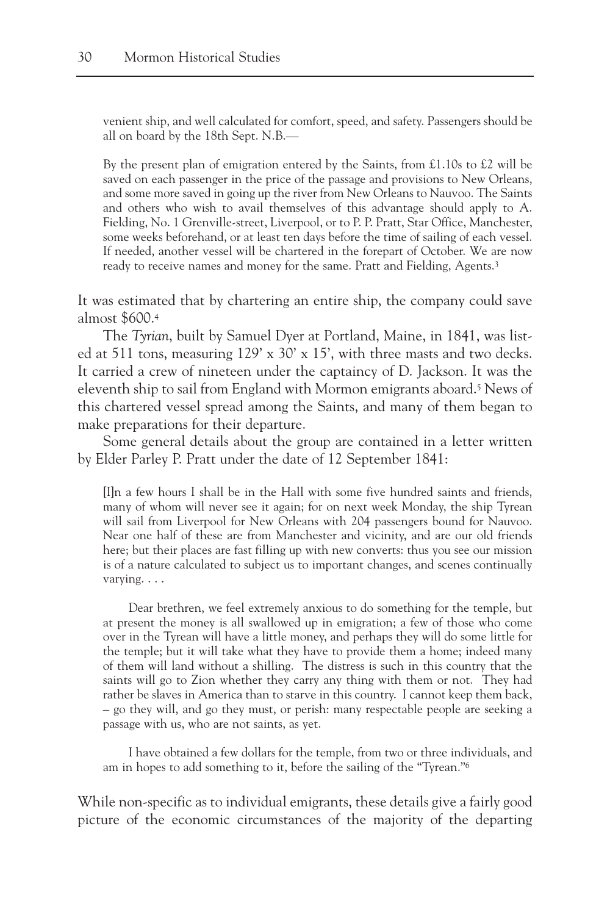> venient ship, and well calculated for comfort, speed, and safety. Passengers should be all on board by the 18th Sept. N.B.—
>
> By the present plan of emigration entered by the Saints, from £1.10s to £2 will be saved on each passenger in the price of the passage and provisions to New Orleans, and some more saved in going up the river from New Orleans to Nauvoo. The Saints and others who wish to avail themselves of this advantage should apply to A. Fielding, No. 1 Grenville-street, Liverpool, or to P. P. Pratt, Star Office, Manchester, some weeks beforehand, or at least ten days before the time of sailing of each vessel. If needed, another vessel will be chartered in the forepart of October. We are now ready to receive names and money for the same. Pratt and Fielding, Agents.[3]

It was estimated that by chartering an entire ship, the company could save almost $600.[4]

The *Tyrian*, built by Samuel Dyer at Portland, Maine, in 1841, was listed at 511 tons, measuring 129' x 30' x 15', with three masts and two decks. It carried a crew of nineteen under the captaincy of D. Jackson. It was the eleventh ship to sail from England with Mormon emigrants aboard.[5] News of this chartered vessel spread among the Saints, and many of them began to make preparations for their departure.

Some general details about the group are contained in a letter written by Elder Parley P. Pratt under the date of 12 September 1841:

> [I]n a few hours I shall be in the Hall with some five hundred saints and friends, many of whom will never see it again; for on next week Monday, the ship Tyrean will sail from Liverpool for New Orleans with 204 passengers bound for Nauvoo. Near one half of these are from Manchester and vicinity, and are our old friends here; but their places are fast filling up with new converts: thus you see our mission is of a nature calculated to subject us to important changes, and scenes continually varying. . . .
>
> Dear brethren, we feel extremely anxious to do something for the temple, but at present the money is all swallowed up in emigration; a few of those who come over in the Tyrean will have a little money, and perhaps they will do some little for the temple; but it will take what they have to provide them a home; indeed many of them will land without a shilling. The distress is such in this country that the saints will go to Zion whether they carry any thing with them or not. They had rather be slaves in America than to starve in this country. I cannot keep them back, – go they will, and go they must, or perish: many respectable people are seeking a passage with us, who are not saints, as yet.
>
> I have obtained a few dollars for the temple, from two or three individuals, and am in hopes to add something to it, before the sailing of the "Tyrean."[6]

While non-specific as to individual emigrants, these details give a fairly good picture of the economic circumstances of the majority of the departing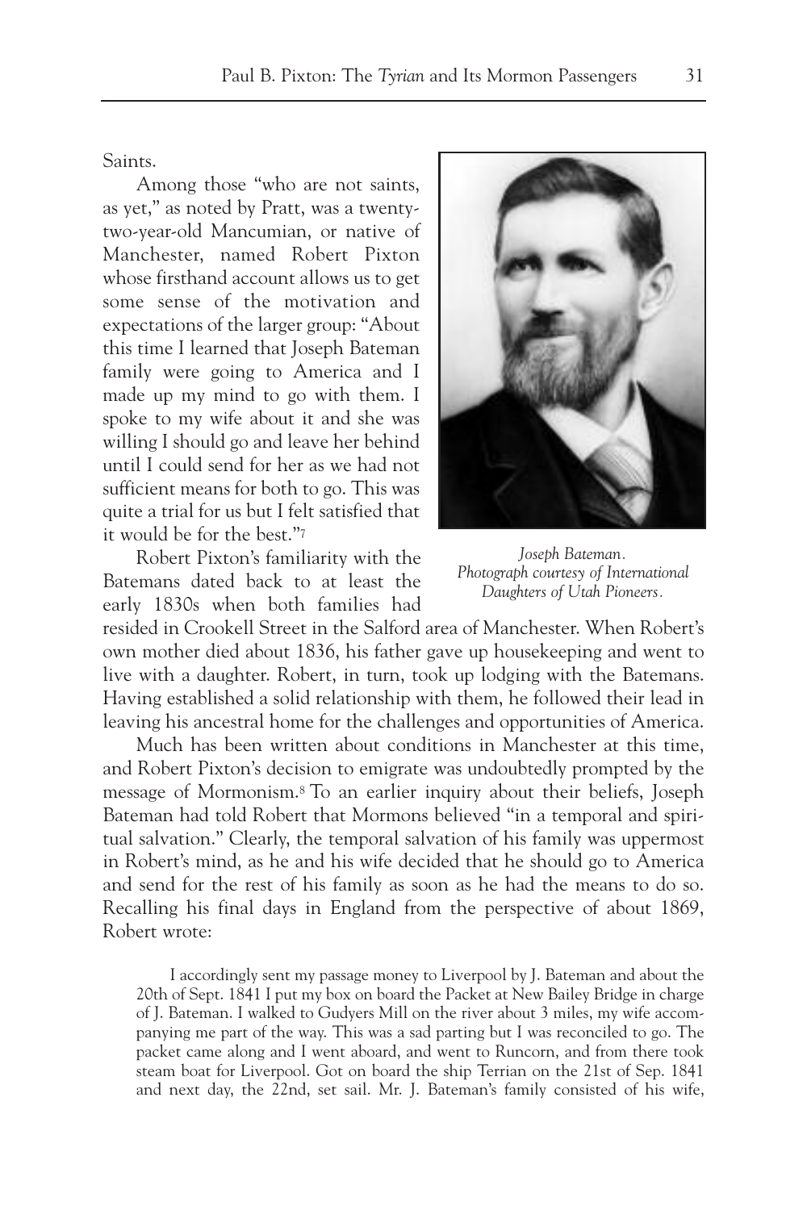Saints.

Among those "who are not saints, as yet," as noted by Pratt, was a twenty-two-year-old Mancumian, or native of Manchester, named Robert Pixton whose firsthand account allows us to get some sense of the motivation and expectations of the larger group: "About this time I learned that Joseph Bateman family were going to America and I made up my mind to go with them. I spoke to my wife about it and she was willing I should go and leave her behind until I could send for her as we had not sufficient means for both to go. This was quite a trial for us but I felt satisfied that it would be for the best."[7]

*Joseph Bateman. Photograph courtesy of International Daughters of Utah Pioneers.*

Robert Pixton's familiarity with the Batemans dated back to at least the early 1830s when both families had resided in Crookell Street in the Salford area of Manchester. When Robert's own mother died about 1836, his father gave up housekeeping and went to live with a daughter. Robert, in turn, took up lodging with the Batemans. Having established a solid relationship with them, he followed their lead in leaving his ancestral home for the challenges and opportunities of America.

Much has been written about conditions in Manchester at this time, and Robert Pixton's decision to emigrate was undoubtedly prompted by the message of Mormonism.[8] To an earlier inquiry about their beliefs, Joseph Bateman had told Robert that Mormons believed "in a temporal and spiritual salvation." Clearly, the temporal salvation of his family was uppermost in Robert's mind, as he and his wife decided that he should go to America and send for the rest of his family as soon as he had the means to do so. Recalling his final days in England from the perspective of about 1869, Robert wrote:

> I accordingly sent my passage money to Liverpool by J. Bateman and about the 20th of Sept. 1841 I put my box on board the Packet at New Bailey Bridge in charge of J. Bateman. I walked to Gudyers Mill on the river about 3 miles, my wife accompanying me part of the way. This was a sad parting but I was reconciled to go. The packet came along and I went aboard, and went to Runcorn, and from there took steam boat for Liverpool. Got on board the ship Terrian on the 21st of Sep. 1841 and next day, the 22nd, set sail. Mr. J. Bateman's family consisted of his wife,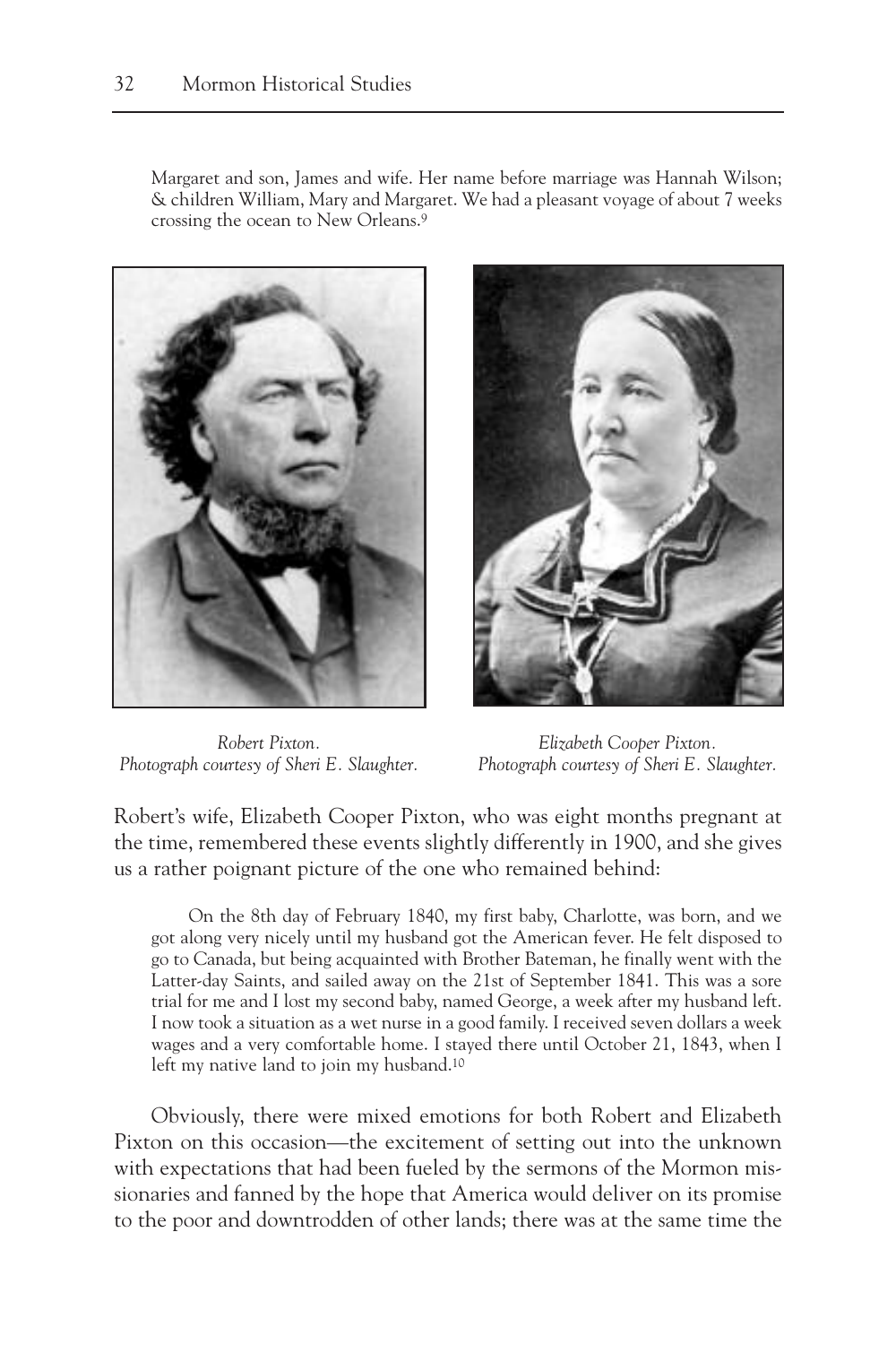Margaret and son, James and wife. Her name before marriage was Hannah Wilson; & children William, Mary and Margaret. We had a pleasant voyage of about 7 weeks crossing the ocean to New Orleans.[9]

*Robert Pixton.*
*Photograph courtesy of Sheri E. Slaughter.*

*Elizabeth Cooper Pixton.*
*Photograph courtesy of Sheri E. Slaughter.*

Robert's wife, Elizabeth Cooper Pixton, who was eight months pregnant at the time, remembered these events slightly differently in 1900, and she gives us a rather poignant picture of the one who remained behind:

> On the 8th day of February 1840, my first baby, Charlotte, was born, and we got along very nicely until my husband got the American fever. He felt disposed to go to Canada, but being acquainted with Brother Bateman, he finally went with the Latter-day Saints, and sailed away on the 21st of September 1841. This was a sore trial for me and I lost my second baby, named George, a week after my husband left. I now took a situation as a wet nurse in a good family. I received seven dollars a week wages and a very comfortable home. I stayed there until October 21, 1843, when I left my native land to join my husband.[10]

Obviously, there were mixed emotions for both Robert and Elizabeth Pixton on this occasion—the excitement of setting out into the unknown with expectations that had been fueled by the sermons of the Mormon missionaries and fanned by the hope that America would deliver on its promise to the poor and downtrodden of other lands; there was at the same time the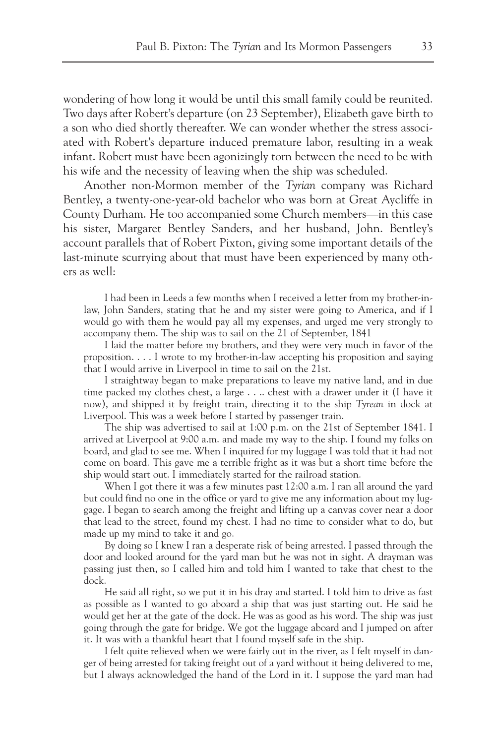wondering of how long it would be until this small family could be reunited. Two days after Robert's departure (on 23 September), Elizabeth gave birth to a son who died shortly thereafter. We can wonder whether the stress associated with Robert's departure induced premature labor, resulting in a weak infant. Robert must have been agonizingly torn between the need to be with his wife and the necessity of leaving when the ship was scheduled.

Another non-Mormon member of the *Tyrian* company was Richard Bentley, a twenty-one-year-old bachelor who was born at Great Aycliffe in County Durham. He too accompanied some Church members—in this case his sister, Margaret Bentley Sanders, and her husband, John. Bentley's account parallels that of Robert Pixton, giving some important details of the last-minute scurrying about that must have been experienced by many others as well:

> I had been in Leeds a few months when I received a letter from my brother-in-law, John Sanders, stating that he and my sister were going to America, and if I would go with them he would pay all my expenses, and urged me very strongly to accompany them. The ship was to sail on the 21 of September, 1841
>
> I laid the matter before my brothers, and they were very much in favor of the proposition. . . . I wrote to my brother-in-law accepting his proposition and saying that I would arrive in Liverpool in time to sail on the 21st.
>
> I straightway began to make preparations to leave my native land, and in due time packed my clothes chest, a large . . .. chest with a drawer under it (I have it now), and shipped it by freight train, directing it to the ship *Tyrean* in dock at Liverpool. This was a week before I started by passenger train.
>
> The ship was advertised to sail at 1:00 p.m. on the 21st of September 1841. I arrived at Liverpool at 9:00 a.m. and made my way to the ship. I found my folks on board, and glad to see me. When I inquired for my luggage I was told that it had not come on board. This gave me a terrible fright as it was but a short time before the ship would start out. I immediately started for the railroad station.
>
> When I got there it was a few minutes past 12:00 a.m. I ran all around the yard but could find no one in the office or yard to give me any information about my luggage. I began to search among the freight and lifting up a canvas cover near a door that lead to the street, found my chest. I had no time to consider what to do, but made up my mind to take it and go.
>
> By doing so I knew I ran a desperate risk of being arrested. I passed through the door and looked around for the yard man but he was not in sight. A drayman was passing just then, so I called him and told him I wanted to take that chest to the dock.
>
> He said all right, so we put it in his dray and started. I told him to drive as fast as possible as I wanted to go aboard a ship that was just starting out. He said he would get her at the gate of the dock. He was as good as his word. The ship was just going through the gate for bridge. We got the luggage aboard and I jumped on after it. It was with a thankful heart that I found myself safe in the ship.
>
> I felt quite relieved when we were fairly out in the river, as I felt myself in danger of being arrested for taking freight out of a yard without it being delivered to me, but I always acknowledged the hand of the Lord in it. I suppose the yard man had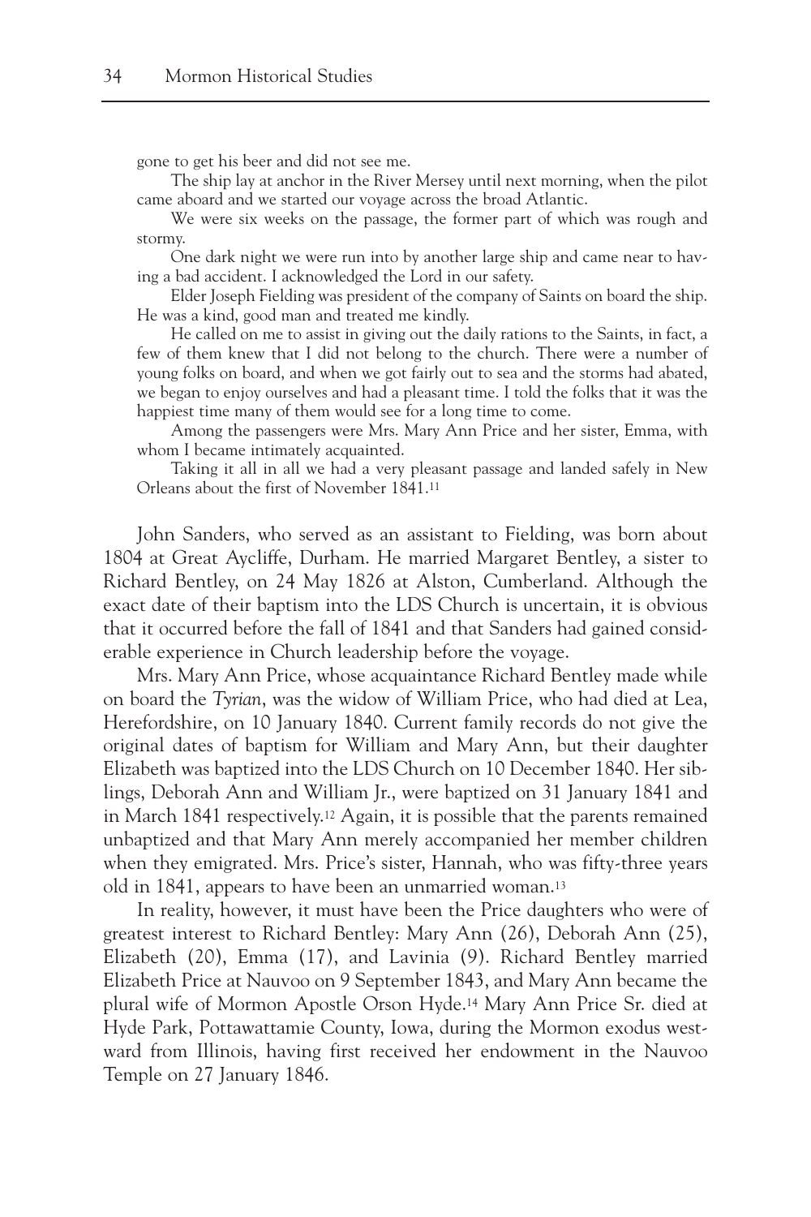gone to get his beer and did not see me.

The ship lay at anchor in the River Mersey until next morning, when the pilot came aboard and we started our voyage across the broad Atlantic.

We were six weeks on the passage, the former part of which was rough and stormy.

One dark night we were run into by another large ship and came near to having a bad accident. I acknowledged the Lord in our safety.

Elder Joseph Fielding was president of the company of Saints on board the ship. He was a kind, good man and treated me kindly.

He called on me to assist in giving out the daily rations to the Saints, in fact, a few of them knew that I did not belong to the church. There were a number of young folks on board, and when we got fairly out to sea and the storms had abated, we began to enjoy ourselves and had a pleasant time. I told the folks that it was the happiest time many of them would see for a long time to come.

Among the passengers were Mrs. Mary Ann Price and her sister, Emma, with whom I became intimately acquainted.

Taking it all in all we had a very pleasant passage and landed safely in New Orleans about the first of November 1841.[11]

John Sanders, who served as an assistant to Fielding, was born about 1804 at Great Aycliffe, Durham. He married Margaret Bentley, a sister to Richard Bentley, on 24 May 1826 at Alston, Cumberland. Although the exact date of their baptism into the LDS Church is uncertain, it is obvious that it occurred before the fall of 1841 and that Sanders had gained considerable experience in Church leadership before the voyage.

Mrs. Mary Ann Price, whose acquaintance Richard Bentley made while on board the *Tyrian*, was the widow of William Price, who had died at Lea, Herefordshire, on 10 January 1840. Current family records do not give the original dates of baptism for William and Mary Ann, but their daughter Elizabeth was baptized into the LDS Church on 10 December 1840. Her siblings, Deborah Ann and William Jr., were baptized on 31 January 1841 and in March 1841 respectively.[12] Again, it is possible that the parents remained unbaptized and that Mary Ann merely accompanied her member children when they emigrated. Mrs. Price's sister, Hannah, who was fifty-three years old in 1841, appears to have been an unmarried woman.[13]

In reality, however, it must have been the Price daughters who were of greatest interest to Richard Bentley: Mary Ann (26), Deborah Ann (25), Elizabeth (20), Emma (17), and Lavinia (9). Richard Bentley married Elizabeth Price at Nauvoo on 9 September 1843, and Mary Ann became the plural wife of Mormon Apostle Orson Hyde.[14] Mary Ann Price Sr. died at Hyde Park, Pottawattamie County, Iowa, during the Mormon exodus westward from Illinois, having first received her endowment in the Nauvoo Temple on 27 January 1846.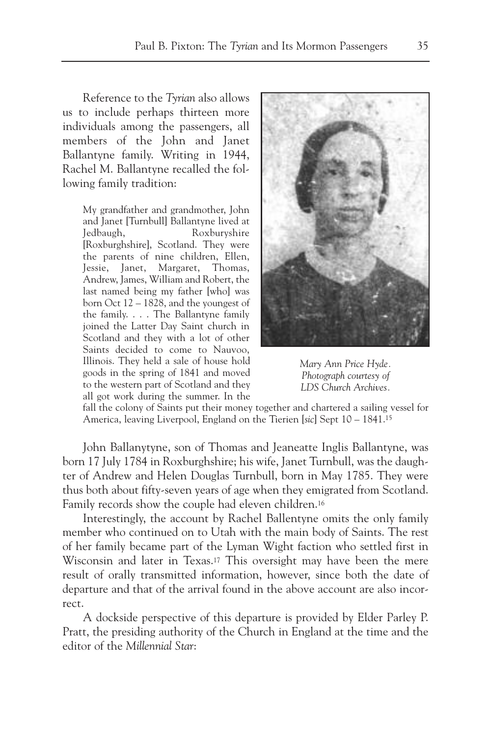Reference to the *Tyrian* also allows us to include perhaps thirteen more individuals among the passengers, all members of the John and Janet Ballantyne family. Writing in 1944, Rachel M. Ballantyne recalled the following family tradition:

> My grandfather and grandmother, John and Janet [Turnbull] Ballantyne lived at Jedbaugh, Roxburyshire [Roxburghshire], Scotland. They were the parents of nine children, Ellen, Jessie, Janet, Margaret, Thomas, Andrew, James, William and Robert, the last named being my father [who] was born Oct 12 – 1828, and the youngest of the family. . . . The Ballantyne family joined the Latter Day Saint church in Scotland and they with a lot of other Saints decided to come to Nauvoo, Illinois. They held a sale of house hold goods in the spring of 1841 and moved to the western part of Scotland and they all got work during the summer. In the fall the colony of Saints put their money together and chartered a sailing vessel for America, leaving Liverpool, England on the Tierien [*sic*] Sept 10 – 1841.[15]

*Mary Ann Price Hyde. Photograph courtesy of LDS Church Archives.*

John Ballanytyne, son of Thomas and Jeaneatte Inglis Ballantyne, was born 17 July 1784 in Roxburghshire; his wife, Janet Turnbull, was the daughter of Andrew and Helen Douglas Turnbull, born in May 1785. They were thus both about fifty-seven years of age when they emigrated from Scotland. Family records show the couple had eleven children.[16]

Interestingly, the account by Rachel Ballentyne omits the only family member who continued on to Utah with the main body of Saints. The rest of her family became part of the Lyman Wight faction who settled first in Wisconsin and later in Texas.[17] This oversight may have been the mere result of orally transmitted information, however, since both the date of departure and that of the arrival found in the above account are also incorrect.

A dockside perspective of this departure is provided by Elder Parley P. Pratt, the presiding authority of the Church in England at the time and the editor of the *Millennial Star*: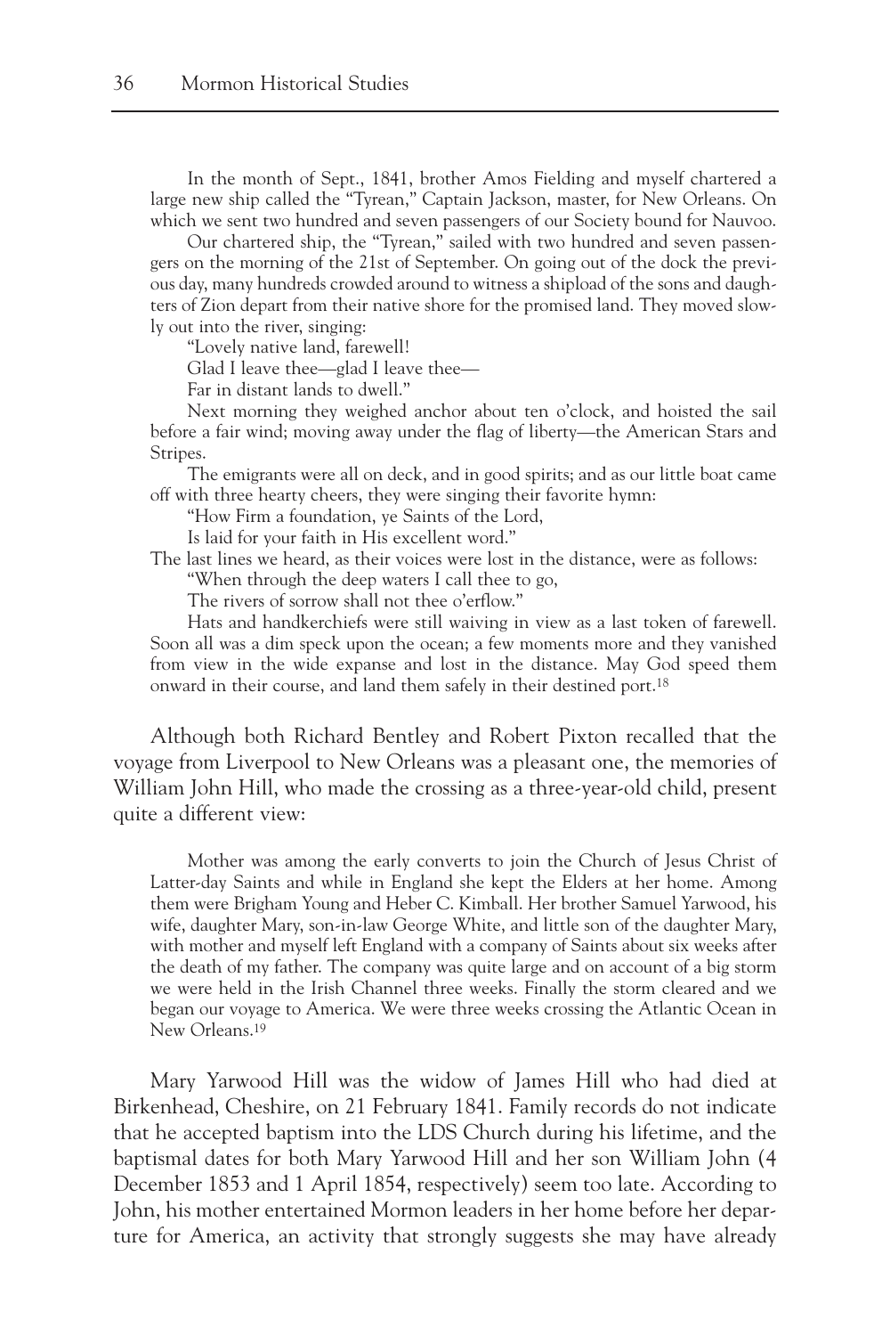In the month of Sept., 1841, brother Amos Fielding and myself chartered a large new ship called the "Tyrean," Captain Jackson, master, for New Orleans. On which we sent two hundred and seven passengers of our Society bound for Nauvoo.

Our chartered ship, the "Tyrean," sailed with two hundred and seven passengers on the morning of the 21st of September. On going out of the dock the previous day, many hundreds crowded around to witness a shipload of the sons and daughters of Zion depart from their native shore for the promised land. They moved slowly out into the river, singing:

"Lovely native land, farewell!
Glad I leave thee—glad I leave thee—
Far in distant lands to dwell."

Next morning they weighed anchor about ten o'clock, and hoisted the sail before a fair wind; moving away under the flag of liberty—the American Stars and Stripes.

The emigrants were all on deck, and in good spirits; and as our little boat came off with three hearty cheers, they were singing their favorite hymn:

"How Firm a foundation, ye Saints of the Lord,
Is laid for your faith in His excellent word."

The last lines we heard, as their voices were lost in the distance, were as follows:

"When through the deep waters I call thee to go,
The rivers of sorrow shall not thee o'erflow."

Hats and handkerchiefs were still waiving in view as a last token of farewell. Soon all was a dim speck upon the ocean; a few moments more and they vanished from view in the wide expanse and lost in the distance. May God speed them onward in their course, and land them safely in their destined port.[18]

Although both Richard Bentley and Robert Pixton recalled that the voyage from Liverpool to New Orleans was a pleasant one, the memories of William John Hill, who made the crossing as a three-year-old child, present quite a different view:

> Mother was among the early converts to join the Church of Jesus Christ of Latter-day Saints and while in England she kept the Elders at her home. Among them were Brigham Young and Heber C. Kimball. Her brother Samuel Yarwood, his wife, daughter Mary, son-in-law George White, and little son of the daughter Mary, with mother and myself left England with a company of Saints about six weeks after the death of my father. The company was quite large and on account of a big storm we were held in the Irish Channel three weeks. Finally the storm cleared and we began our voyage to America. We were three weeks crossing the Atlantic Ocean in New Orleans.[19]

Mary Yarwood Hill was the widow of James Hill who had died at Birkenhead, Cheshire, on 21 February 1841. Family records do not indicate that he accepted baptism into the LDS Church during his lifetime, and the baptismal dates for both Mary Yarwood Hill and her son William John (4 December 1853 and 1 April 1854, respectively) seem too late. According to John, his mother entertained Mormon leaders in her home before her departure for America, an activity that strongly suggests she may have already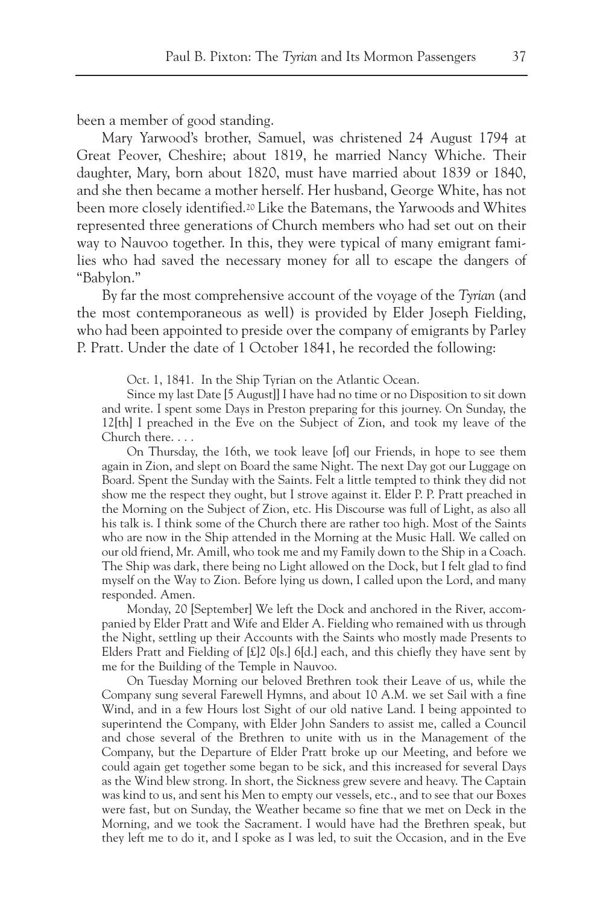been a member of good standing.

Mary Yarwood's brother, Samuel, was christened 24 August 1794 at Great Peover, Cheshire; about 1819, he married Nancy Whiche. Their daughter, Mary, born about 1820, must have married about 1839 or 1840, and she then became a mother herself. Her husband, George White, has not been more closely identified.[20] Like the Batemans, the Yarwoods and Whites represented three generations of Church members who had set out on their way to Nauvoo together. In this, they were typical of many emigrant families who had saved the necessary money for all to escape the dangers of "Babylon."

By far the most comprehensive account of the voyage of the *Tyrian* (and the most contemporaneous as well) is provided by Elder Joseph Fielding, who had been appointed to preside over the company of emigrants by Parley P. Pratt. Under the date of 1 October 1841, he recorded the following:

> Oct. 1, 1841. In the Ship Tyrian on the Atlantic Ocean.
>
> Since my last Date [5 August]] I have had no time or no Disposition to sit down and write. I spent some Days in Preston preparing for this journey. On Sunday, the 12[th] I preached in the Eve on the Subject of Zion, and took my leave of the Church there. . . .
>
> On Thursday, the 16th, we took leave [of] our Friends, in hope to see them again in Zion, and slept on Board the same Night. The next Day got our Luggage on Board. Spent the Sunday with the Saints. Felt a little tempted to think they did not show me the respect they ought, but I strove against it. Elder P. P. Pratt preached in the Morning on the Subject of Zion, etc. His Discourse was full of Light, as also all his talk is. I think some of the Church there are rather too high. Most of the Saints who are now in the Ship attended in the Morning at the Music Hall. We called on our old friend, Mr. Amill, who took me and my Family down to the Ship in a Coach. The Ship was dark, there being no Light allowed on the Dock, but I felt glad to find myself on the Way to Zion. Before lying us down, I called upon the Lord, and many responded. Amen.
>
> Monday, 20 [September] We left the Dock and anchored in the River, accompanied by Elder Pratt and Wife and Elder A. Fielding who remained with us through the Night, settling up their Accounts with the Saints who mostly made Presents to Elders Pratt and Fielding of [£]2 0[s.] 6[d.] each, and this chiefly they have sent by me for the Building of the Temple in Nauvoo.
>
> On Tuesday Morning our beloved Brethren took their Leave of us, while the Company sung several Farewell Hymns, and about 10 A.M. we set Sail with a fine Wind, and in a few Hours lost Sight of our old native Land. I being appointed to superintend the Company, with Elder John Sanders to assist me, called a Council and chose several of the Brethren to unite with us in the Management of the Company, but the Departure of Elder Pratt broke up our Meeting, and before we could again get together some began to be sick, and this increased for several Days as the Wind blew strong. In short, the Sickness grew severe and heavy. The Captain was kind to us, and sent his Men to empty our vessels, etc., and to see that our Boxes were fast, but on Sunday, the Weather became so fine that we met on Deck in the Morning, and we took the Sacrament. I would have had the Brethren speak, but they left me to do it, and I spoke as I was led, to suit the Occasion, and in the Eve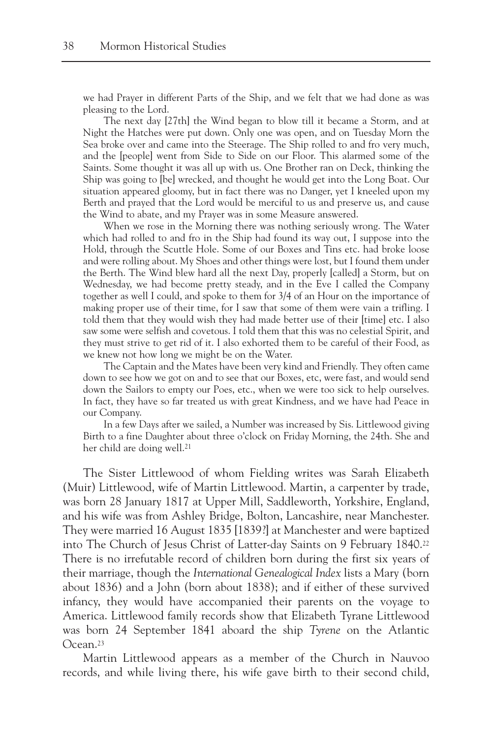we had Prayer in different Parts of the Ship, and we felt that we had done as was pleasing to the Lord.

> The next day [27th] the Wind began to blow till it became a Storm, and at Night the Hatches were put down. Only one was open, and on Tuesday Morn the Sea broke over and came into the Steerage. The Ship rolled to and fro very much, and the [people] went from Side to Side on our Floor. This alarmed some of the Saints. Some thought it was all up with us. One Brother ran on Deck, thinking the Ship was going to [be] wrecked, and thought he would get into the Long Boat. Our situation appeared gloomy, but in fact there was no Danger, yet I kneeled upon my Berth and prayed that the Lord would be merciful to us and preserve us, and cause the Wind to abate, and my Prayer was in some Measure answered.
>
> When we rose in the Morning there was nothing seriously wrong. The Water which had rolled to and fro in the Ship had found its way out, I suppose into the Hold, through the Scuttle Hole. Some of our Boxes and Tins etc. had broke loose and were rolling about. My Shoes and other things were lost, but I found them under the Berth. The Wind blew hard all the next Day, properly [called] a Storm, but on Wednesday, we had become pretty steady, and in the Eve I called the Company together as well I could, and spoke to them for 3/4 of an Hour on the importance of making proper use of their time, for I saw that some of them were vain a trifling. I told them that they would wish they had made better use of their [time] etc. I also saw some were selfish and covetous. I told them that this was no celestial Spirit, and they must strive to get rid of it. I also exhorted them to be careful of their Food, as we knew not how long we might be on the Water.
>
> The Captain and the Mates have been very kind and Friendly. They often came down to see how we got on and to see that our Boxes, etc, were fast, and would send down the Sailors to empty our Poes, etc., when we were too sick to help ourselves. In fact, they have so far treated us with great Kindness, and we have had Peace in our Company.
>
> In a few Days after we sailed, a Number was increased by Sis. Littlewood giving Birth to a fine Daughter about three o'clock on Friday Morning, the 24th. She and her child are doing well.[21]

The Sister Littlewood of whom Fielding writes was Sarah Elizabeth (Muir) Littlewood, wife of Martin Littlewood. Martin, a carpenter by trade, was born 28 January 1817 at Upper Mill, Saddleworth, Yorkshire, England, and his wife was from Ashley Bridge, Bolton, Lancashire, near Manchester. They were married 16 August 1835 [1839?] at Manchester and were baptized into The Church of Jesus Christ of Latter-day Saints on 9 February 1840.[22] There is no irrefutable record of children born during the first six years of their marriage, though the *International Genealogical Index* lists a Mary (born about 1836) and a John (born about 1838); and if either of these survived infancy, they would have accompanied their parents on the voyage to America. Littlewood family records show that Elizabeth Tyrane Littlewood was born 24 September 1841 aboard the ship *Tyrene* on the Atlantic Ocean.[23]

Martin Littlewood appears as a member of the Church in Nauvoo records, and while living there, his wife gave birth to their second child,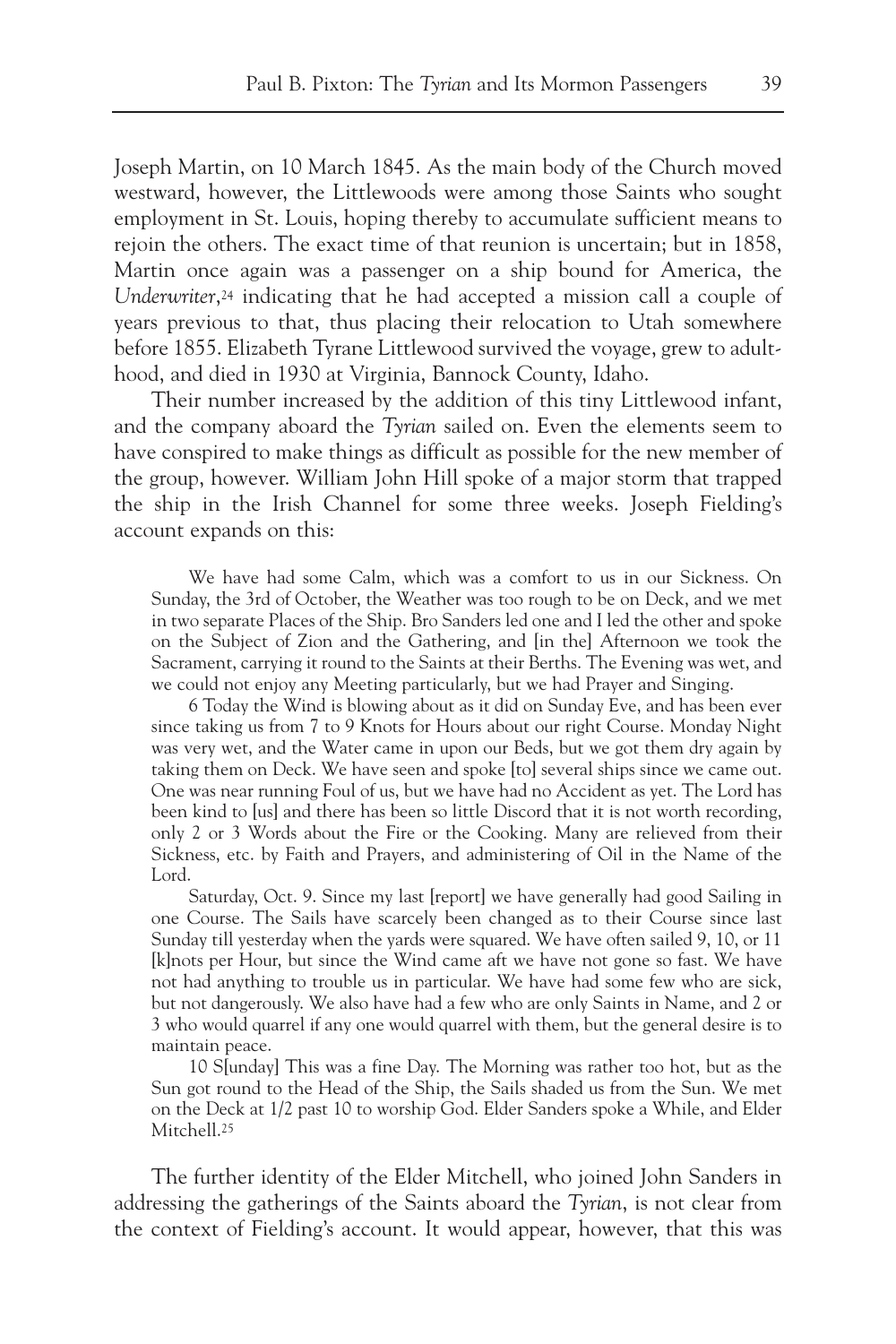Joseph Martin, on 10 March 1845. As the main body of the Church moved westward, however, the Littlewoods were among those Saints who sought employment in St. Louis, hoping thereby to accumulate sufficient means to rejoin the others. The exact time of that reunion is uncertain; but in 1858, Martin once again was a passenger on a ship bound for America, the *Underwriter*,[24] indicating that he had accepted a mission call a couple of years previous to that, thus placing their relocation to Utah somewhere before 1855. Elizabeth Tyrane Littlewood survived the voyage, grew to adulthood, and died in 1930 at Virginia, Bannock County, Idaho.

Their number increased by the addition of this tiny Littlewood infant, and the company aboard the *Tyrian* sailed on. Even the elements seem to have conspired to make things as difficult as possible for the new member of the group, however. William John Hill spoke of a major storm that trapped the ship in the Irish Channel for some three weeks. Joseph Fielding's account expands on this:

> We have had some Calm, which was a comfort to us in our Sickness. On Sunday, the 3rd of October, the Weather was too rough to be on Deck, and we met in two separate Places of the Ship. Bro Sanders led one and I led the other and spoke on the Subject of Zion and the Gathering, and [in the] Afternoon we took the Sacrament, carrying it round to the Saints at their Berths. The Evening was wet, and we could not enjoy any Meeting particularly, but we had Prayer and Singing.
>
> 6 Today the Wind is blowing about as it did on Sunday Eve, and has been ever since taking us from 7 to 9 Knots for Hours about our right Course. Monday Night was very wet, and the Water came in upon our Beds, but we got them dry again by taking them on Deck. We have seen and spoke [to] several ships since we came out. One was near running Foul of us, but we have had no Accident as yet. The Lord has been kind to [us] and there has been so little Discord that it is not worth recording, only 2 or 3 Words about the Fire or the Cooking. Many are relieved from their Sickness, etc. by Faith and Prayers, and administering of Oil in the Name of the Lord.
>
> Saturday, Oct. 9. Since my last [report] we have generally had good Sailing in one Course. The Sails have scarcely been changed as to their Course since last Sunday till yesterday when the yards were squared. We have often sailed 9, 10, or 11 [k]nots per Hour, but since the Wind came aft we have not gone so fast. We have not had anything to trouble us in particular. We have had some few who are sick, but not dangerously. We also have had a few who are only Saints in Name, and 2 or 3 who would quarrel if any one would quarrel with them, but the general desire is to maintain peace.
>
> 10 S[unday] This was a fine Day. The Morning was rather too hot, but as the Sun got round to the Head of the Ship, the Sails shaded us from the Sun. We met on the Deck at 1/2 past 10 to worship God. Elder Sanders spoke a While, and Elder Mitchell.[25]

The further identity of the Elder Mitchell, who joined John Sanders in addressing the gatherings of the Saints aboard the *Tyrian*, is not clear from the context of Fielding's account. It would appear, however, that this was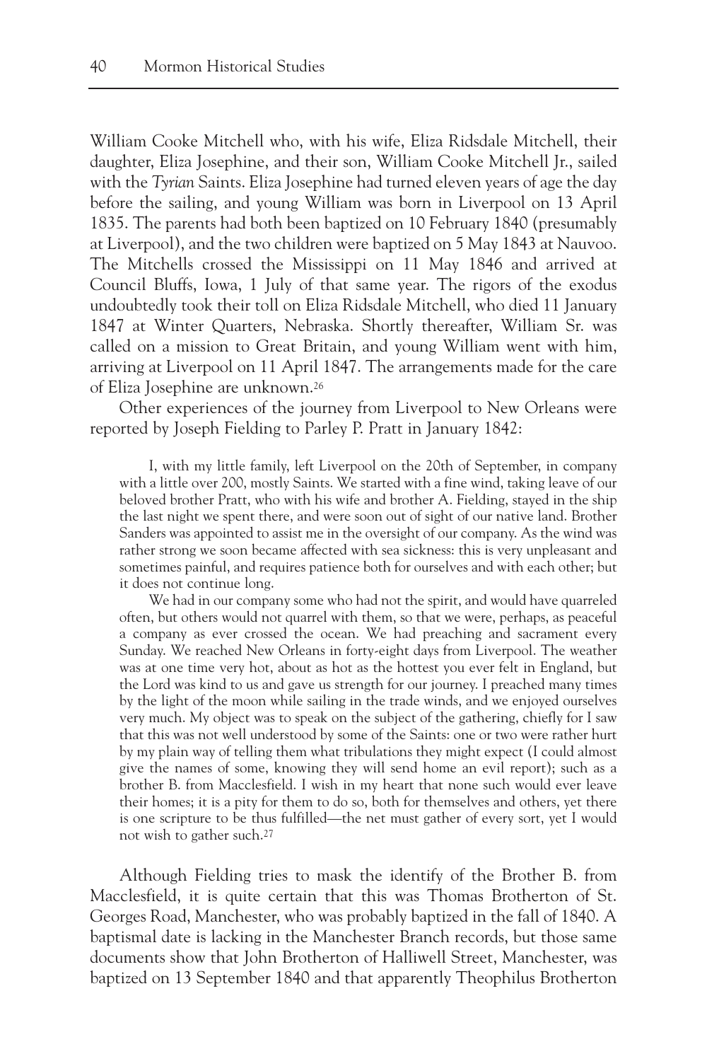William Cooke Mitchell who, with his wife, Eliza Ridsdale Mitchell, their daughter, Eliza Josephine, and their son, William Cooke Mitchell Jr., sailed with the *Tyrian* Saints. Eliza Josephine had turned eleven years of age the day before the sailing, and young William was born in Liverpool on 13 April 1835. The parents had both been baptized on 10 February 1840 (presumably at Liverpool), and the two children were baptized on 5 May 1843 at Nauvoo. The Mitchells crossed the Mississippi on 11 May 1846 and arrived at Council Bluffs, Iowa, 1 July of that same year. The rigors of the exodus undoubtedly took their toll on Eliza Ridsdale Mitchell, who died 11 January 1847 at Winter Quarters, Nebraska. Shortly thereafter, William Sr. was called on a mission to Great Britain, and young William went with him, arriving at Liverpool on 11 April 1847. The arrangements made for the care of Eliza Josephine are unknown.[26]

Other experiences of the journey from Liverpool to New Orleans were reported by Joseph Fielding to Parley P. Pratt in January 1842:

> I, with my little family, left Liverpool on the 20th of September, in company with a little over 200, mostly Saints. We started with a fine wind, taking leave of our beloved brother Pratt, who with his wife and brother A. Fielding, stayed in the ship the last night we spent there, and were soon out of sight of our native land. Brother Sanders was appointed to assist me in the oversight of our company. As the wind was rather strong we soon became affected with sea sickness: this is very unpleasant and sometimes painful, and requires patience both for ourselves and with each other; but it does not continue long.
>
> We had in our company some who had not the spirit, and would have quarreled often, but others would not quarrel with them, so that we were, perhaps, as peaceful a company as ever crossed the ocean. We had preaching and sacrament every Sunday. We reached New Orleans in forty-eight days from Liverpool. The weather was at one time very hot, about as hot as the hottest you ever felt in England, but the Lord was kind to us and gave us strength for our journey. I preached many times by the light of the moon while sailing in the trade winds, and we enjoyed ourselves very much. My object was to speak on the subject of the gathering, chiefly for I saw that this was not well understood by some of the Saints: one or two were rather hurt by my plain way of telling them what tribulations they might expect (I could almost give the names of some, knowing they will send home an evil report); such as a brother B. from Macclesfield. I wish in my heart that none such would ever leave their homes; it is a pity for them to do so, both for themselves and others, yet there is one scripture to be thus fulfilled—the net must gather of every sort, yet I would not wish to gather such.[27]

Although Fielding tries to mask the identify of the Brother B. from Macclesfield, it is quite certain that this was Thomas Brotherton of St. Georges Road, Manchester, who was probably baptized in the fall of 1840. A baptismal date is lacking in the Manchester Branch records, but those same documents show that John Brotherton of Halliwell Street, Manchester, was baptized on 13 September 1840 and that apparently Theophilus Brotherton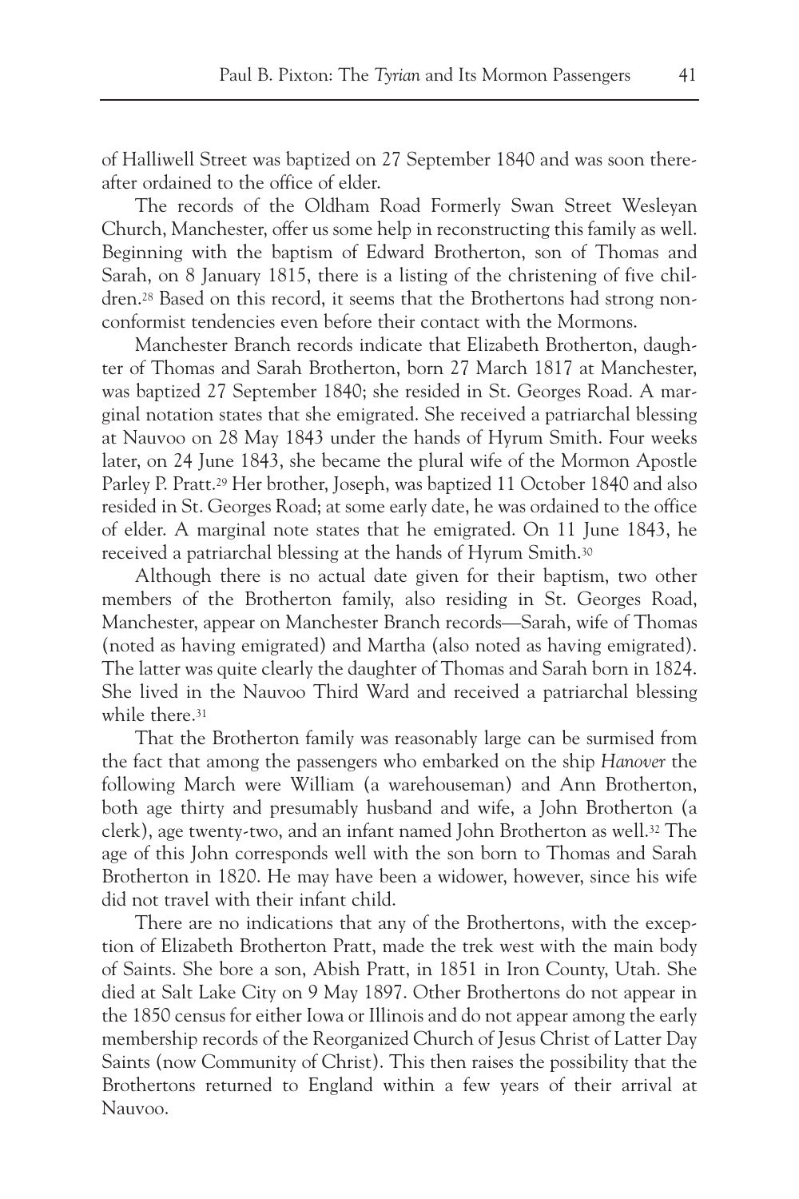of Halliwell Street was baptized on 27 September 1840 and was soon thereafter ordained to the office of elder.

The records of the Oldham Road Formerly Swan Street Wesleyan Church, Manchester, offer us some help in reconstructing this family as well. Beginning with the baptism of Edward Brotherton, son of Thomas and Sarah, on 8 January 1815, there is a listing of the christening of five children.[28] Based on this record, it seems that the Brothertons had strong nonconformist tendencies even before their contact with the Mormons.

Manchester Branch records indicate that Elizabeth Brotherton, daughter of Thomas and Sarah Brotherton, born 27 March 1817 at Manchester, was baptized 27 September 1840; she resided in St. Georges Road. A marginal notation states that she emigrated. She received a patriarchal blessing at Nauvoo on 28 May 1843 under the hands of Hyrum Smith. Four weeks later, on 24 June 1843, she became the plural wife of the Mormon Apostle Parley P. Pratt.[29] Her brother, Joseph, was baptized 11 October 1840 and also resided in St. Georges Road; at some early date, he was ordained to the office of elder. A marginal note states that he emigrated. On 11 June 1843, he received a patriarchal blessing at the hands of Hyrum Smith.[30]

Although there is no actual date given for their baptism, two other members of the Brotherton family, also residing in St. Georges Road, Manchester, appear on Manchester Branch records—Sarah, wife of Thomas (noted as having emigrated) and Martha (also noted as having emigrated). The latter was quite clearly the daughter of Thomas and Sarah born in 1824. She lived in the Nauvoo Third Ward and received a patriarchal blessing while there.[31]

That the Brotherton family was reasonably large can be surmised from the fact that among the passengers who embarked on the ship *Hanover* the following March were William (a warehouseman) and Ann Brotherton, both age thirty and presumably husband and wife, a John Brotherton (a clerk), age twenty-two, and an infant named John Brotherton as well.[32] The age of this John corresponds well with the son born to Thomas and Sarah Brotherton in 1820. He may have been a widower, however, since his wife did not travel with their infant child.

There are no indications that any of the Brothertons, with the exception of Elizabeth Brotherton Pratt, made the trek west with the main body of Saints. She bore a son, Abish Pratt, in 1851 in Iron County, Utah. She died at Salt Lake City on 9 May 1897. Other Brothertons do not appear in the 1850 census for either Iowa or Illinois and do not appear among the early membership records of the Reorganized Church of Jesus Christ of Latter Day Saints (now Community of Christ). This then raises the possibility that the Brothertons returned to England within a few years of their arrival at Nauvoo.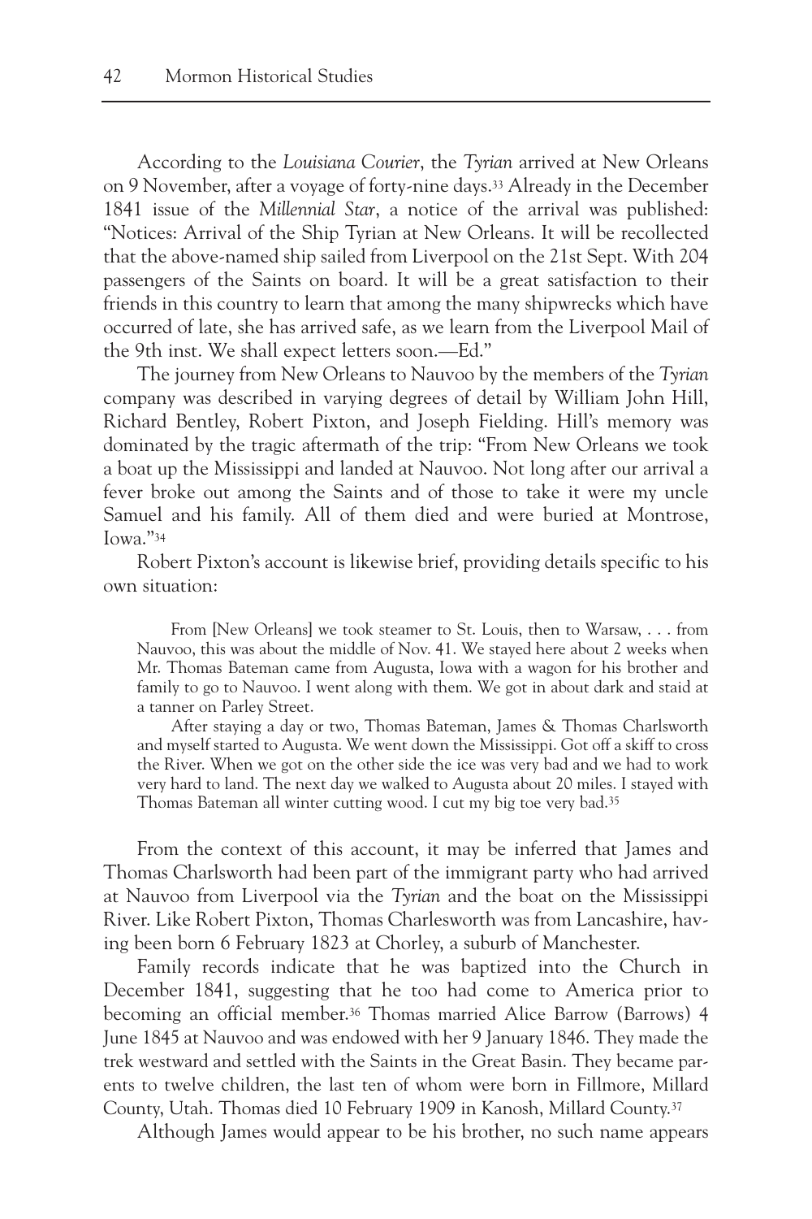According to the *Louisiana Courier*, the *Tyrian* arrived at New Orleans on 9 November, after a voyage of forty-nine days.[33] Already in the December 1841 issue of the *Millennial Star*, a notice of the arrival was published: "Notices: Arrival of the Ship Tyrian at New Orleans. It will be recollected that the above-named ship sailed from Liverpool on the 21st Sept. With 204 passengers of the Saints on board. It will be a great satisfaction to their friends in this country to learn that among the many shipwrecks which have occurred of late, she has arrived safe, as we learn from the Liverpool Mail of the 9th inst. We shall expect letters soon.—Ed."

The journey from New Orleans to Nauvoo by the members of the *Tyrian* company was described in varying degrees of detail by William John Hill, Richard Bentley, Robert Pixton, and Joseph Fielding. Hill's memory was dominated by the tragic aftermath of the trip: "From New Orleans we took a boat up the Mississippi and landed at Nauvoo. Not long after our arrival a fever broke out among the Saints and of those to take it were my uncle Samuel and his family. All of them died and were buried at Montrose, Iowa."[34]

Robert Pixton's account is likewise brief, providing details specific to his own situation:

> From [New Orleans] we took steamer to St. Louis, then to Warsaw, . . . from Nauvoo, this was about the middle of Nov. 41. We stayed here about 2 weeks when Mr. Thomas Bateman came from Augusta, Iowa with a wagon for his brother and family to go to Nauvoo. I went along with them. We got in about dark and staid at a tanner on Parley Street.
>
> After staying a day or two, Thomas Bateman, James & Thomas Charlsworth and myself started to Augusta. We went down the Mississippi. Got off a skiff to cross the River. When we got on the other side the ice was very bad and we had to work very hard to land. The next day we walked to Augusta about 20 miles. I stayed with Thomas Bateman all winter cutting wood. I cut my big toe very bad.[35]

From the context of this account, it may be inferred that James and Thomas Charlsworth had been part of the immigrant party who had arrived at Nauvoo from Liverpool via the *Tyrian* and the boat on the Mississippi River. Like Robert Pixton, Thomas Charlesworth was from Lancashire, having been born 6 February 1823 at Chorley, a suburb of Manchester.

Family records indicate that he was baptized into the Church in December 1841, suggesting that he too had come to America prior to becoming an official member.[36] Thomas married Alice Barrow (Barrows) 4 June 1845 at Nauvoo and was endowed with her 9 January 1846. They made the trek westward and settled with the Saints in the Great Basin. They became parents to twelve children, the last ten of whom were born in Fillmore, Millard County, Utah. Thomas died 10 February 1909 in Kanosh, Millard County.[37]

Although James would appear to be his brother, no such name appears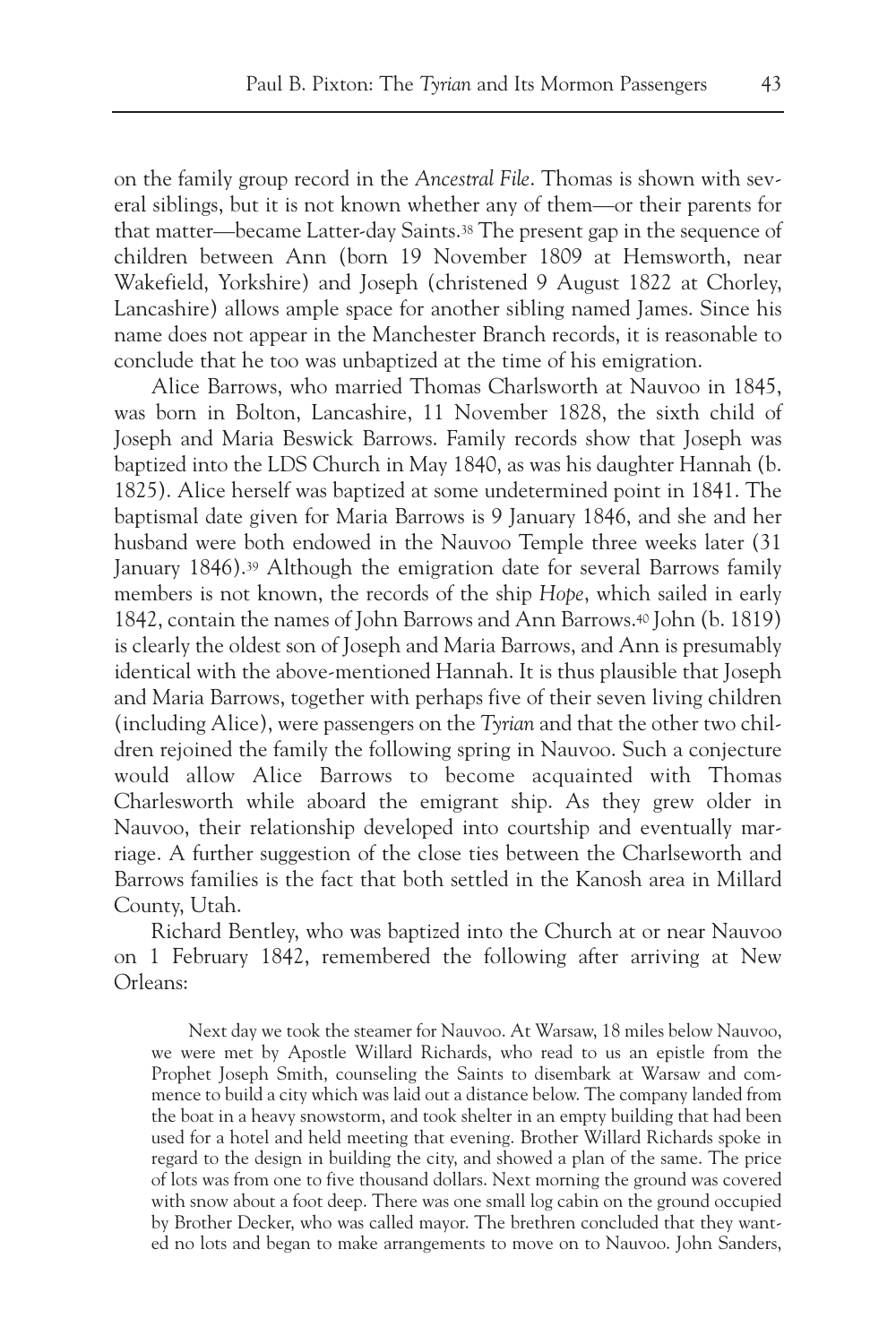on the family group record in the *Ancestral File*. Thomas is shown with several siblings, but it is not known whether any of them—or their parents for that matter—became Latter-day Saints.[38] The present gap in the sequence of children between Ann (born 19 November 1809 at Hemsworth, near Wakefield, Yorkshire) and Joseph (christened 9 August 1822 at Chorley, Lancashire) allows ample space for another sibling named James. Since his name does not appear in the Manchester Branch records, it is reasonable to conclude that he too was unbaptized at the time of his emigration.

Alice Barrows, who married Thomas Charlsworth at Nauvoo in 1845, was born in Bolton, Lancashire, 11 November 1828, the sixth child of Joseph and Maria Beswick Barrows. Family records show that Joseph was baptized into the LDS Church in May 1840, as was his daughter Hannah (b. 1825). Alice herself was baptized at some undetermined point in 1841. The baptismal date given for Maria Barrows is 9 January 1846, and she and her husband were both endowed in the Nauvoo Temple three weeks later (31 January 1846).[39] Although the emigration date for several Barrows family members is not known, the records of the ship *Hope*, which sailed in early 1842, contain the names of John Barrows and Ann Barrows.[40] John (b. 1819) is clearly the oldest son of Joseph and Maria Barrows, and Ann is presumably identical with the above-mentioned Hannah. It is thus plausible that Joseph and Maria Barrows, together with perhaps five of their seven living children (including Alice), were passengers on the *Tyrian* and that the other two children rejoined the family the following spring in Nauvoo. Such a conjecture would allow Alice Barrows to become acquainted with Thomas Charlesworth while aboard the emigrant ship. As they grew older in Nauvoo, their relationship developed into courtship and eventually marriage. A further suggestion of the close ties between the Charlseworth and Barrows families is the fact that both settled in the Kanosh area in Millard County, Utah.

Richard Bentley, who was baptized into the Church at or near Nauvoo on 1 February 1842, remembered the following after arriving at New Orleans:

> Next day we took the steamer for Nauvoo. At Warsaw, 18 miles below Nauvoo, we were met by Apostle Willard Richards, who read to us an epistle from the Prophet Joseph Smith, counseling the Saints to disembark at Warsaw and commence to build a city which was laid out a distance below. The company landed from the boat in a heavy snowstorm, and took shelter in an empty building that had been used for a hotel and held meeting that evening. Brother Willard Richards spoke in regard to the design in building the city, and showed a plan of the same. The price of lots was from one to five thousand dollars. Next morning the ground was covered with snow about a foot deep. There was one small log cabin on the ground occupied by Brother Decker, who was called mayor. The brethren concluded that they wanted no lots and began to make arrangements to move on to Nauvoo. John Sanders,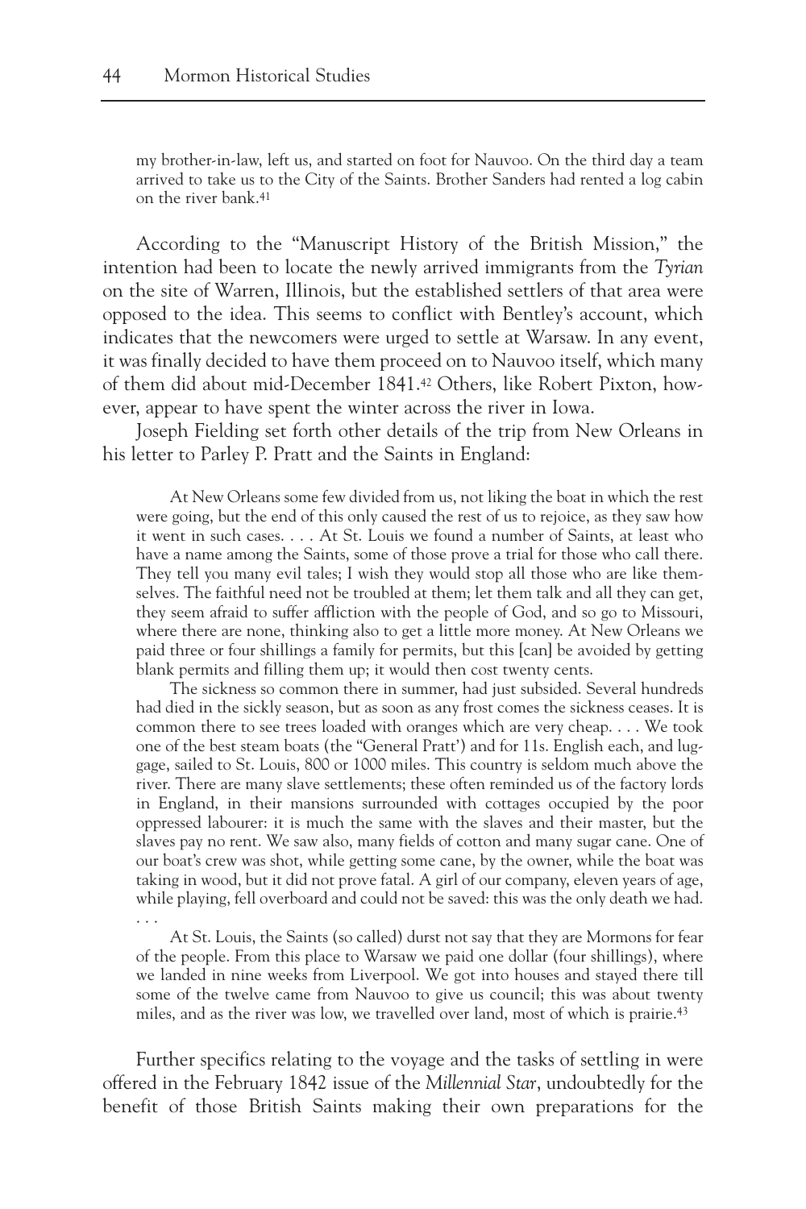> my brother-in-law, left us, and started on foot for Nauvoo. On the third day a team arrived to take us to the City of the Saints. Brother Sanders had rented a log cabin on the river bank.[41]

According to the "Manuscript History of the British Mission," the intention had been to locate the newly arrived immigrants from the *Tyrian* on the site of Warren, Illinois, but the established settlers of that area were opposed to the idea. This seems to conflict with Bentley's account, which indicates that the newcomers were urged to settle at Warsaw. In any event, it was finally decided to have them proceed on to Nauvoo itself, which many of them did about mid-December 1841.[42] Others, like Robert Pixton, however, appear to have spent the winter across the river in Iowa.

Joseph Fielding set forth other details of the trip from New Orleans in his letter to Parley P. Pratt and the Saints in England:

> At New Orleans some few divided from us, not liking the boat in which the rest were going, but the end of this only caused the rest of us to rejoice, as they saw how it went in such cases. . . . At St. Louis we found a number of Saints, at least who have a name among the Saints, some of those prove a trial for those who call there. They tell you many evil tales; I wish they would stop all those who are like themselves. The faithful need not be troubled at them; let them talk and all they can get, they seem afraid to suffer affliction with the people of God, and so go to Missouri, where there are none, thinking also to get a little more money. At New Orleans we paid three or four shillings a family for permits, but this [can] be avoided by getting blank permits and filling them up; it would then cost twenty cents.
>
> The sickness so common there in summer, had just subsided. Several hundreds had died in the sickly season, but as soon as any frost comes the sickness ceases. It is common there to see trees loaded with oranges which are very cheap. . . . We took one of the best steam boats (the "General Pratt') and for 11s. English each, and luggage, sailed to St. Louis, 800 or 1000 miles. This country is seldom much above the river. There are many slave settlements; these often reminded us of the factory lords in England, in their mansions surrounded with cottages occupied by the poor oppressed labourer: it is much the same with the slaves and their master, but the slaves pay no rent. We saw also, many fields of cotton and many sugar cane. One of our boat's crew was shot, while getting some cane, by the owner, while the boat was taking in wood, but it did not prove fatal. A girl of our company, eleven years of age, while playing, fell overboard and could not be saved: this was the only death we had. . . .
>
> At St. Louis, the Saints (so called) durst not say that they are Mormons for fear of the people. From this place to Warsaw we paid one dollar (four shillings), where we landed in nine weeks from Liverpool. We got into houses and stayed there till some of the twelve came from Nauvoo to give us council; this was about twenty miles, and as the river was low, we travelled over land, most of which is prairie.[43]

Further specifics relating to the voyage and the tasks of settling in were offered in the February 1842 issue of the *Millennial Star*, undoubtedly for the benefit of those British Saints making their own preparations for the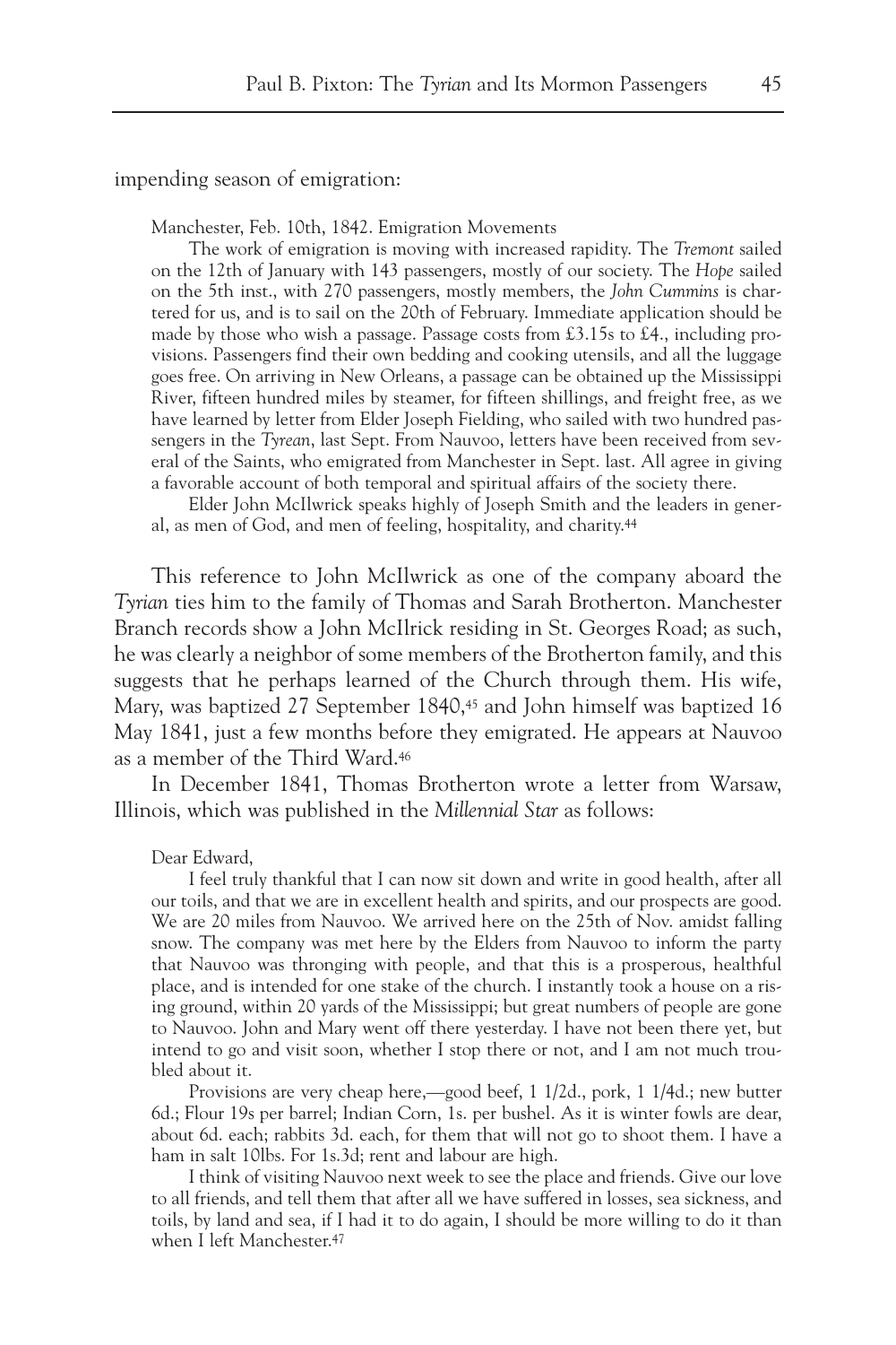impending season of emigration:

> Manchester, Feb. 10th, 1842. Emigration Movements
>
> The work of emigration is moving with increased rapidity. The *Tremont* sailed on the 12th of January with 143 passengers, mostly of our society. The *Hope* sailed on the 5th inst., with 270 passengers, mostly members, the *John Cummins* is chartered for us, and is to sail on the 20th of February. Immediate application should be made by those who wish a passage. Passage costs from £3.15s to £4., including provisions. Passengers find their own bedding and cooking utensils, and all the luggage goes free. On arriving in New Orleans, a passage can be obtained up the Mississippi River, fifteen hundred miles by steamer, for fifteen shillings, and freight free, as we have learned by letter from Elder Joseph Fielding, who sailed with two hundred passengers in the *Tyrean*, last Sept. From Nauvoo, letters have been received from several of the Saints, who emigrated from Manchester in Sept. last. All agree in giving a favorable account of both temporal and spiritual affairs of the society there.
>
> Elder John McIlwrick speaks highly of Joseph Smith and the leaders in general, as men of God, and men of feeling, hospitality, and charity.[44]

This reference to John McIlwrick as one of the company aboard the *Tyrian* ties him to the family of Thomas and Sarah Brotherton. Manchester Branch records show a John McIlrick residing in St. Georges Road; as such, he was clearly a neighbor of some members of the Brotherton family, and this suggests that he perhaps learned of the Church through them. His wife, Mary, was baptized 27 September 1840,[45] and John himself was baptized 16 May 1841, just a few months before they emigrated. He appears at Nauvoo as a member of the Third Ward.[46]

In December 1841, Thomas Brotherton wrote a letter from Warsaw, Illinois, which was published in the *Millennial Star* as follows:

> Dear Edward,
>
> I feel truly thankful that I can now sit down and write in good health, after all our toils, and that we are in excellent health and spirits, and our prospects are good. We are 20 miles from Nauvoo. We arrived here on the 25th of Nov. amidst falling snow. The company was met here by the Elders from Nauvoo to inform the party that Nauvoo was thronging with people, and that this is a prosperous, healthful place, and is intended for one stake of the church. I instantly took a house on a rising ground, within 20 yards of the Mississippi; but great numbers of people are gone to Nauvoo. John and Mary went off there yesterday. I have not been there yet, but intend to go and visit soon, whether I stop there or not, and I am not much troubled about it.
>
> Provisions are very cheap here,—good beef, 1 1/2d., pork, 1 1/4d.; new butter 6d.; Flour 19s per barrel; Indian Corn, 1s. per bushel. As it is winter fowls are dear, about 6d. each; rabbits 3d. each, for them that will not go to shoot them. I have a ham in salt 10lbs. For 1s.3d; rent and labour are high.
>
> I think of visiting Nauvoo next week to see the place and friends. Give our love to all friends, and tell them that after all we have suffered in losses, sea sickness, and toils, by land and sea, if I had it to do again, I should be more willing to do it than when I left Manchester.[47]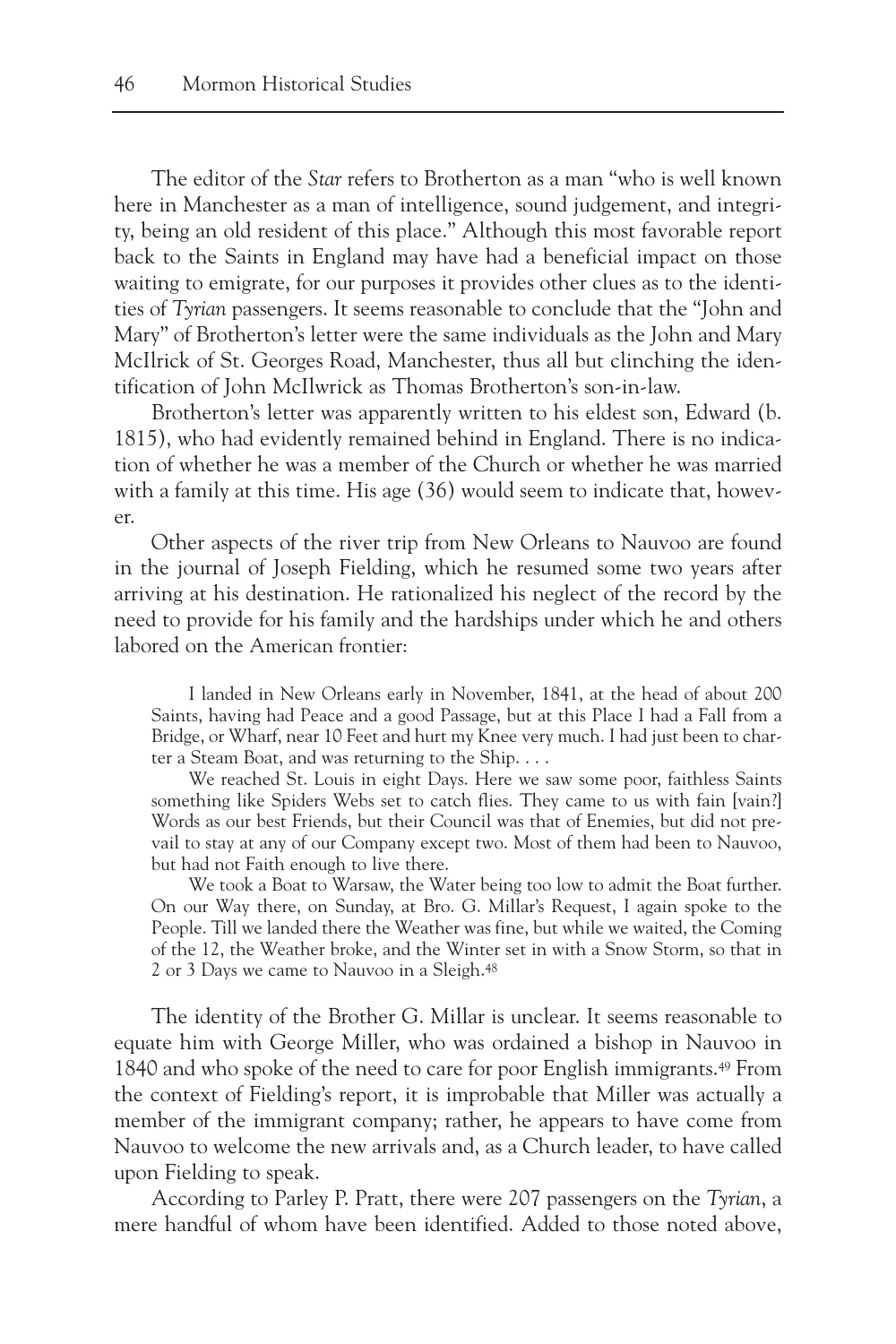The editor of the *Star* refers to Brotherton as a man "who is well known here in Manchester as a man of intelligence, sound judgement, and integrity, being an old resident of this place." Although this most favorable report back to the Saints in England may have had a beneficial impact on those waiting to emigrate, for our purposes it provides other clues as to the identities of *Tyrian* passengers. It seems reasonable to conclude that the "John and Mary" of Brotherton's letter were the same individuals as the John and Mary McIlrick of St. Georges Road, Manchester, thus all but clinching the identification of John McIlwrick as Thomas Brotherton's son-in-law.

Brotherton's letter was apparently written to his eldest son, Edward (b. 1815), who had evidently remained behind in England. There is no indication of whether he was a member of the Church or whether he was married with a family at this time. His age (36) would seem to indicate that, however.

Other aspects of the river trip from New Orleans to Nauvoo are found in the journal of Joseph Fielding, which he resumed some two years after arriving at his destination. He rationalized his neglect of the record by the need to provide for his family and the hardships under which he and others labored on the American frontier:

> I landed in New Orleans early in November, 1841, at the head of about 200 Saints, having had Peace and a good Passage, but at this Place I had a Fall from a Bridge, or Wharf, near 10 Feet and hurt my Knee very much. I had just been to charter a Steam Boat, and was returning to the Ship. . . .
>
> We reached St. Louis in eight Days. Here we saw some poor, faithless Saints something like Spiders Webs set to catch flies. They came to us with fain [vain?] Words as our best Friends, but their Council was that of Enemies, but did not prevail to stay at any of our Company except two. Most of them had been to Nauvoo, but had not Faith enough to live there.
>
> We took a Boat to Warsaw, the Water being too low to admit the Boat further. On our Way there, on Sunday, at Bro. G. Millar's Request, I again spoke to the People. Till we landed there the Weather was fine, but while we waited, the Coming of the 12, the Weather broke, and the Winter set in with a Snow Storm, so that in 2 or 3 Days we came to Nauvoo in a Sleigh.[48]

The identity of the Brother G. Millar is unclear. It seems reasonable to equate him with George Miller, who was ordained a bishop in Nauvoo in 1840 and who spoke of the need to care for poor English immigrants.[49] From the context of Fielding's report, it is improbable that Miller was actually a member of the immigrant company; rather, he appears to have come from Nauvoo to welcome the new arrivals and, as a Church leader, to have called upon Fielding to speak.

According to Parley P. Pratt, there were 207 passengers on the *Tyrian*, a mere handful of whom have been identified. Added to those noted above,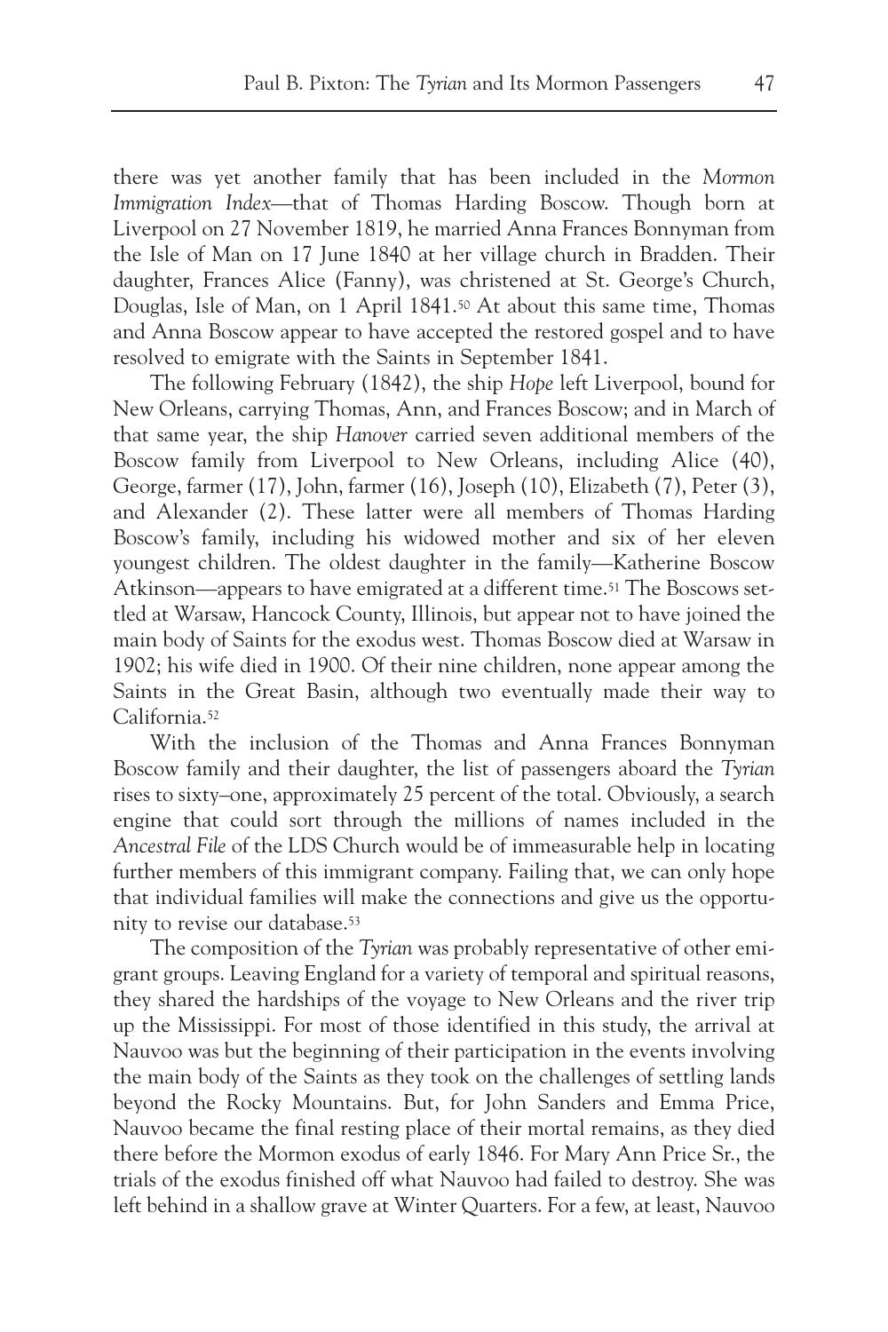there was yet another family that has been included in the *Mormon Immigration Index*—that of Thomas Harding Boscow. Though born at Liverpool on 27 November 1819, he married Anna Frances Bonnyman from the Isle of Man on 17 June 1840 at her village church in Bradden. Their daughter, Frances Alice (Fanny), was christened at St. George's Church, Douglas, Isle of Man, on 1 April 1841.[50] At about this same time, Thomas and Anna Boscow appear to have accepted the restored gospel and to have resolved to emigrate with the Saints in September 1841.

The following February (1842), the ship *Hope* left Liverpool, bound for New Orleans, carrying Thomas, Ann, and Frances Boscow; and in March of that same year, the ship *Hanover* carried seven additional members of the Boscow family from Liverpool to New Orleans, including Alice (40), George, farmer (17), John, farmer (16), Joseph (10), Elizabeth (7), Peter (3), and Alexander (2). These latter were all members of Thomas Harding Boscow's family, including his widowed mother and six of her eleven youngest children. The oldest daughter in the family—Katherine Boscow Atkinson—appears to have emigrated at a different time.[51] The Boscows settled at Warsaw, Hancock County, Illinois, but appear not to have joined the main body of Saints for the exodus west. Thomas Boscow died at Warsaw in 1902; his wife died in 1900. Of their nine children, none appear among the Saints in the Great Basin, although two eventually made their way to California.[52]

With the inclusion of the Thomas and Anna Frances Bonnyman Boscow family and their daughter, the list of passengers aboard the *Tyrian* rises to sixty–one, approximately 25 percent of the total. Obviously, a search engine that could sort through the millions of names included in the *Ancestral File* of the LDS Church would be of immeasurable help in locating further members of this immigrant company. Failing that, we can only hope that individual families will make the connections and give us the opportunity to revise our database.[53]

The composition of the *Tyrian* was probably representative of other emigrant groups. Leaving England for a variety of temporal and spiritual reasons, they shared the hardships of the voyage to New Orleans and the river trip up the Mississippi. For most of those identified in this study, the arrival at Nauvoo was but the beginning of their participation in the events involving the main body of the Saints as they took on the challenges of settling lands beyond the Rocky Mountains. But, for John Sanders and Emma Price, Nauvoo became the final resting place of their mortal remains, as they died there before the Mormon exodus of early 1846. For Mary Ann Price Sr., the trials of the exodus finished off what Nauvoo had failed to destroy. She was left behind in a shallow grave at Winter Quarters. For a few, at least, Nauvoo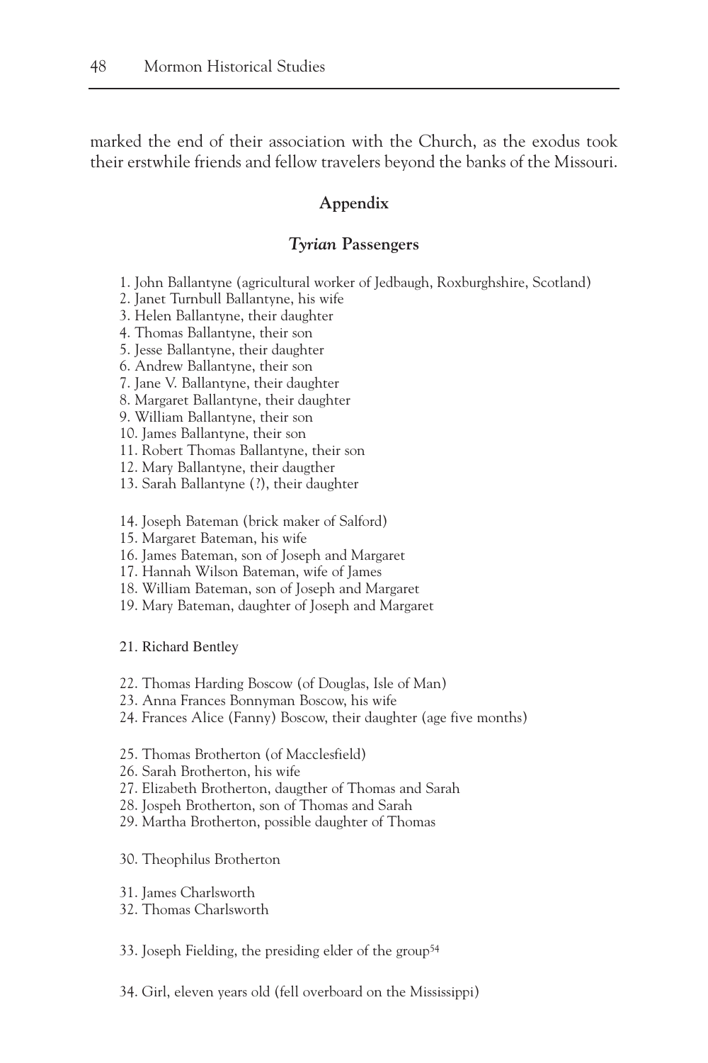marked the end of their association with the Church, as the exodus took their erstwhile friends and fellow travelers beyond the banks of the Missouri.

## Appendix

### *Tyrian* Passengers

1. John Ballantyne (agricultural worker of Jedbaugh, Roxburghshire, Scotland)
2. Janet Turnbull Ballantyne, his wife
3. Helen Ballantyne, their daughter
4. Thomas Ballantyne, their son
5. Jesse Ballantyne, their daughter
6. Andrew Ballantyne, their son
7. Jane V. Ballantyne, their daughter
8. Margaret Ballantyne, their daughter
9. William Ballantyne, their son
10. James Ballantyne, their son
11. Robert Thomas Ballantyne, their son
12. Mary Ballantyne, their daugther
13. Sarah Ballantyne (?), their daughter

14. Joseph Bateman (brick maker of Salford)
15. Margaret Bateman, his wife
16. James Bateman, son of Joseph and Margaret
17. Hannah Wilson Bateman, wife of James
18. William Bateman, son of Joseph and Margaret
19. Mary Bateman, daughter of Joseph and Margaret

21. Richard Bentley

22. Thomas Harding Boscow (of Douglas, Isle of Man)
23. Anna Frances Bonnyman Boscow, his wife
24. Frances Alice (Fanny) Boscow, their daughter (age five months)

25. Thomas Brotherton (of Macclesfield)
26. Sarah Brotherton, his wife
27. Elizabeth Brotherton, daugther of Thomas and Sarah
28. Jospeh Brotherton, son of Thomas and Sarah
29. Martha Brotherton, possible daughter of Thomas

30. Theophilus Brotherton

31. James Charlsworth
32. Thomas Charlsworth

33. Joseph Fielding, the presiding elder of the group[54]

34. Girl, eleven years old (fell overboard on the Mississippi)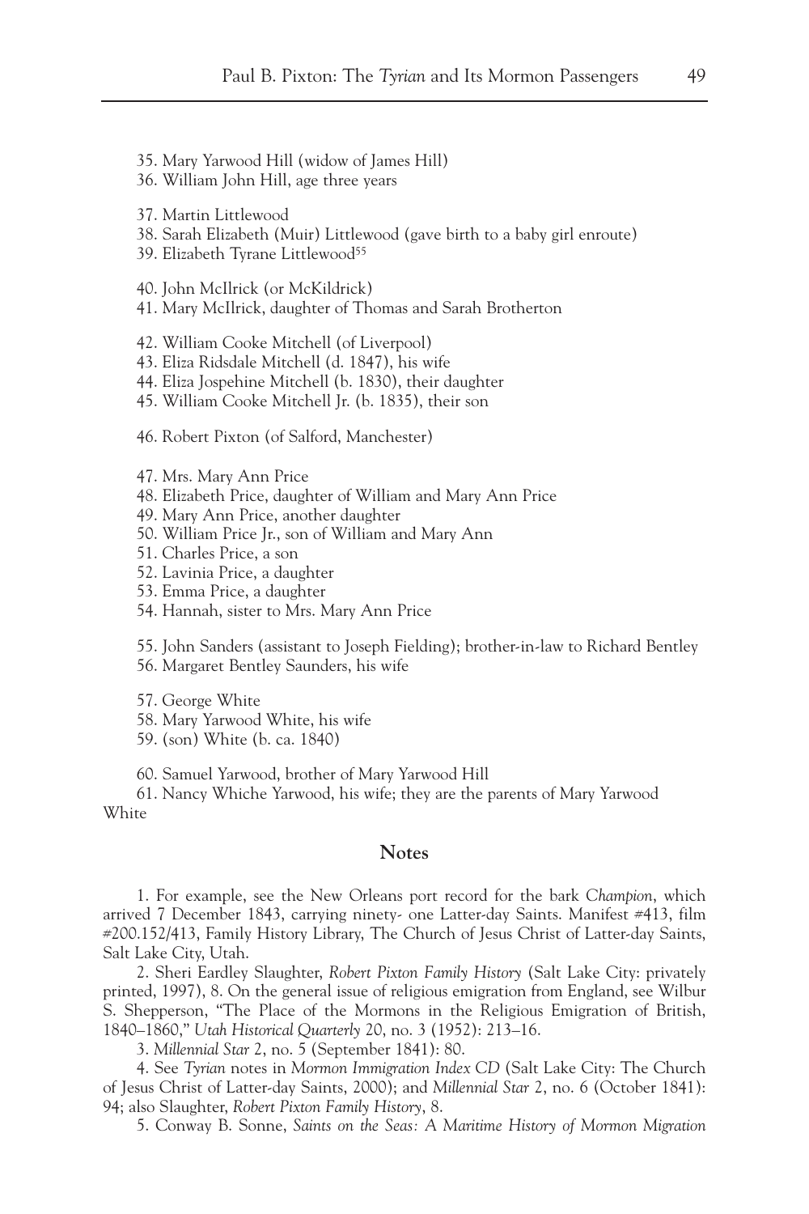35. Mary Yarwood Hill (widow of James Hill)
36. William John Hill, age three years

37. Martin Littlewood
38. Sarah Elizabeth (Muir) Littlewood (gave birth to a baby girl enroute)
39. Elizabeth Tyrane Littlewood[55]

40. John McIlrick (or McKildrick)
41. Mary McIlrick, daughter of Thomas and Sarah Brotherton

42. William Cooke Mitchell (of Liverpool)
43. Eliza Ridsdale Mitchell (d. 1847), his wife
44. Eliza Jospehine Mitchell (b. 1830), their daughter
45. William Cooke Mitchell Jr. (b. 1835), their son

46. Robert Pixton (of Salford, Manchester)

47. Mrs. Mary Ann Price
48. Elizabeth Price, daughter of William and Mary Ann Price
49. Mary Ann Price, another daughter
50. William Price Jr., son of William and Mary Ann
51. Charles Price, a son
52. Lavinia Price, a daughter
53. Emma Price, a daughter
54. Hannah, sister to Mrs. Mary Ann Price

55. John Sanders (assistant to Joseph Fielding); brother-in-law to Richard Bentley
56. Margaret Bentley Saunders, his wife

57. George White
58. Mary Yarwood White, his wife
59. (son) White (b. ca. 1840)

60. Samuel Yarwood, brother of Mary Yarwood Hill
61. Nancy Whiche Yarwood, his wife; they are the parents of Mary Yarwood White

## Notes

1. For example, see the New Orleans port record for the bark *Champion*, which arrived 7 December 1843, carrying ninety- one Latter-day Saints. Manifest #413, film #200.152/413, Family History Library, The Church of Jesus Christ of Latter-day Saints, Salt Lake City, Utah.

2. Sheri Eardley Slaughter, *Robert Pixton Family History* (Salt Lake City: privately printed, 1997), 8. On the general issue of religious emigration from England, see Wilbur S. Shepperson, "The Place of the Mormons in the Religious Emigration of British, 1840–1860," *Utah Historical Quarterly* 20, no. 3 (1952): 213–16.

3. *Millennial Star* 2, no. 5 (September 1841): 80.

4. See *Tyrian* notes in *Mormon Immigration Index CD* (Salt Lake City: The Church of Jesus Christ of Latter-day Saints, 2000); and *Millennial Star* 2, no. 6 (October 1841): 94; also Slaughter, *Robert Pixton Family History*, 8.

5. Conway B. Sonne, *Saints on the Seas: A Maritime History of Mormon Migration*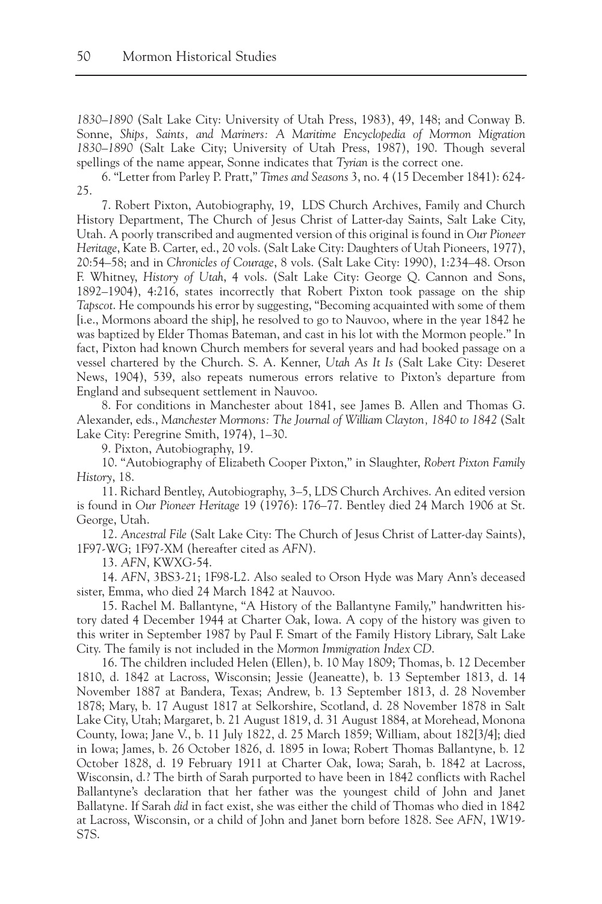*1830–1890* (Salt Lake City: University of Utah Press, 1983), 49, 148; and Conway B. Sonne, *Ships, Saints, and Mariners: A Maritime Encyclopedia of Mormon Migration 1830–1890* (Salt Lake City; University of Utah Press, 1987), 190. Though several spellings of the name appear, Sonne indicates that *Tyrian* is the correct one.

6. "Letter from Parley P. Pratt," *Times and Seasons* 3, no. 4 (15 December 1841): 624-25.

7. Robert Pixton, Autobiography, 19, LDS Church Archives, Family and Church History Department, The Church of Jesus Christ of Latter-day Saints, Salt Lake City, Utah. A poorly transcribed and augmented version of this original is found in *Our Pioneer Heritage*, Kate B. Carter, ed., 20 vols. (Salt Lake City: Daughters of Utah Pioneers, 1977), 20:54–58; and in *Chronicles of Courage*, 8 vols. (Salt Lake City: 1990), 1:234–48. Orson F. Whitney, *History of Utah*, 4 vols. (Salt Lake City: George Q. Cannon and Sons, 1892–1904), 4:216, states incorrectly that Robert Pixton took passage on the ship *Tapscot*. He compounds his error by suggesting, "Becoming acquainted with some of them [i.e., Mormons aboard the ship], he resolved to go to Nauvoo, where in the year 1842 he was baptized by Elder Thomas Bateman, and cast in his lot with the Mormon people." In fact, Pixton had known Church members for several years and had booked passage on a vessel chartered by the Church. S. A. Kenner, *Utah As It Is* (Salt Lake City: Deseret News, 1904), 539, also repeats numerous errors relative to Pixton's departure from England and subsequent settlement in Nauvoo.

8. For conditions in Manchester about 1841, see James B. Allen and Thomas G. Alexander, eds., *Manchester Mormons: The Journal of William Clayton, 1840 to 1842* (Salt Lake City: Peregrine Smith, 1974), 1–30.

9. Pixton, Autobiography, 19.

10. "Autobiography of Elizabeth Cooper Pixton," in Slaughter, *Robert Pixton Family History*, 18.

11. Richard Bentley, Autobiography, 3–5, LDS Church Archives. An edited version is found in *Our Pioneer Heritage* 19 (1976): 176–77. Bentley died 24 March 1906 at St. George, Utah.

12. *Ancestral File* (Salt Lake City: The Church of Jesus Christ of Latter-day Saints), 1F97-WG; 1F97-XM (hereafter cited as *AFN*).

13. *AFN*, KWXG-54.

14. *AFN*, 3BS3-21; 1F98-L2. Also sealed to Orson Hyde was Mary Ann's deceased sister, Emma, who died 24 March 1842 at Nauvoo.

15. Rachel M. Ballantyne, "A History of the Ballantyne Family," handwritten history dated 4 December 1944 at Charter Oak, Iowa. A copy of the history was given to this writer in September 1987 by Paul F. Smart of the Family History Library, Salt Lake City. The family is not included in the *Mormon Immigration Index CD*.

16. The children included Helen (Ellen), b. 10 May 1809; Thomas, b. 12 December 1810, d. 1842 at Lacross, Wisconsin; Jessie (Jeaneatte), b. 13 September 1813, d. 14 November 1887 at Bandera, Texas; Andrew, b. 13 September 1813, d. 28 November 1878; Mary, b. 17 August 1817 at Selkorshire, Scotland, d. 28 November 1878 in Salt Lake City, Utah; Margaret, b. 21 August 1819, d. 31 August 1884, at Morehead, Monona County, Iowa; Jane V., b. 11 July 1822, d. 25 March 1859; William, about 182[3/4]; died in Iowa; James, b. 26 October 1826, d. 1895 in Iowa; Robert Thomas Ballantyne, b. 12 October 1828, d. 19 February 1911 at Charter Oak, Iowa; Sarah, b. 1842 at Lacross, Wisconsin, d.? The birth of Sarah purported to have been in 1842 conflicts with Rachel Ballantyne's declaration that her father was the youngest child of John and Janet Ballatyne. If Sarah *did* in fact exist, she was either the child of Thomas who died in 1842 at Lacross, Wisconsin, or a child of John and Janet born before 1828. See *AFN*, 1W19-S7S.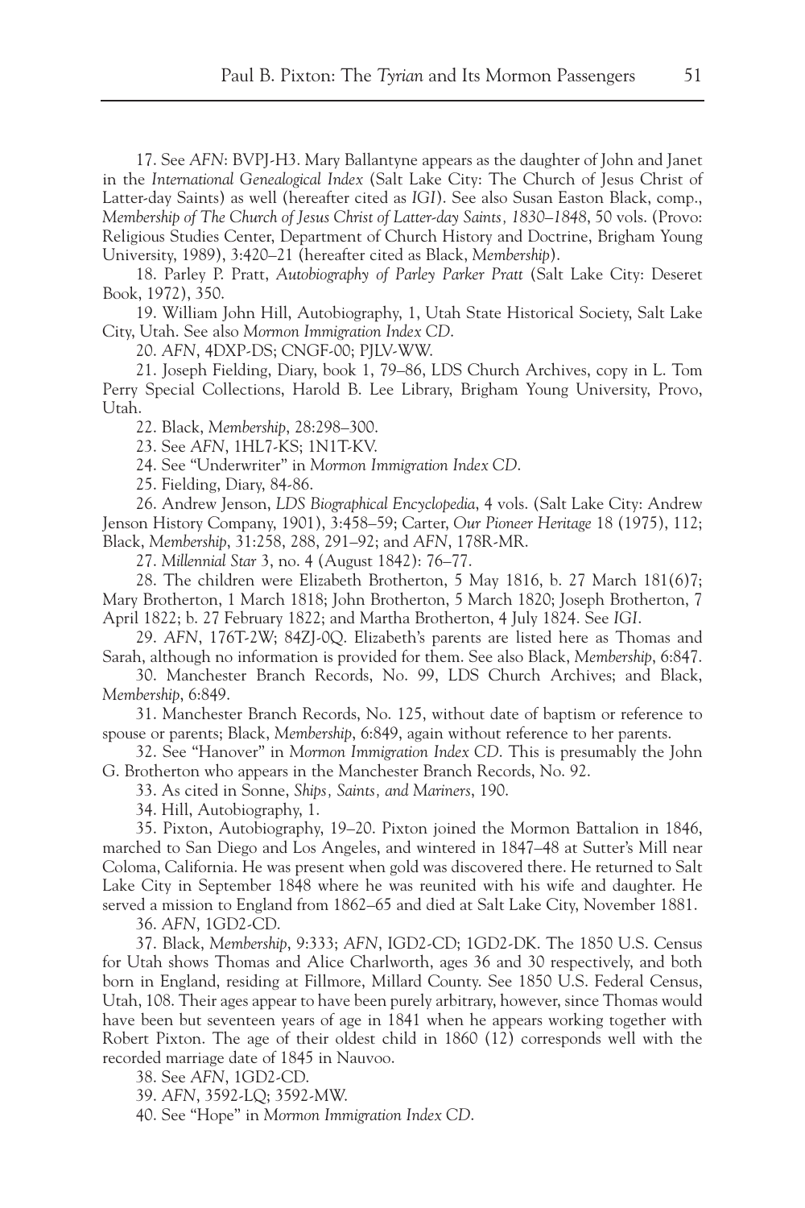17. See *AFN*: BVPJ-H3. Mary Ballantyne appears as the daughter of John and Janet in the *International Genealogical Index* (Salt Lake City: The Church of Jesus Christ of Latter-day Saints) as well (hereafter cited as *IGI*). See also Susan Easton Black, comp., *Membership of The Church of Jesus Christ of Latter-day Saints, 1830–1848*, 50 vols. (Provo: Religious Studies Center, Department of Church History and Doctrine, Brigham Young University, 1989), 3:420–21 (hereafter cited as Black, *Membership*).

18. Parley P. Pratt, *Autobiography of Parley Parker Pratt* (Salt Lake City: Deseret Book, 1972), 350.

19. William John Hill, Autobiography, 1, Utah State Historical Society, Salt Lake City, Utah. See also *Mormon Immigration Index CD*.

20. *AFN*, 4DXP-DS; CNGF-00; PJLV-WW.

21. Joseph Fielding, Diary, book 1, 79–86, LDS Church Archives, copy in L. Tom Perry Special Collections, Harold B. Lee Library, Brigham Young University, Provo, Utah.

22. Black, *Membership*, 28:298–300.

23. See *AFN*, 1HL7-KS; 1N1T-KV.

24. See "Underwriter" in *Mormon Immigration Index CD*.

25. Fielding, Diary, 84-86.

26. Andrew Jenson, *LDS Biographical Encyclopedia*, 4 vols. (Salt Lake City: Andrew Jenson History Company, 1901), 3:458–59; Carter, *Our Pioneer Heritage* 18 (1975), 112; Black, *Membership*, 31:258, 288, 291–92; and *AFN*, 178R-MR.

27. *Millennial Star* 3, no. 4 (August 1842): 76–77.

28. The children were Elizabeth Brotherton, 5 May 1816, b. 27 March 181(6)7; Mary Brotherton, 1 March 1818; John Brotherton, 5 March 1820; Joseph Brotherton, 7 April 1822; b. 27 February 1822; and Martha Brotherton, 4 July 1824. See *IGI*.

29. *AFN*, 176T-2W; 84ZJ-0Q. Elizabeth's parents are listed here as Thomas and Sarah, although no information is provided for them. See also Black, *Membership*, 6:847.

30. Manchester Branch Records, No. 99, LDS Church Archives; and Black, *Membership*, 6:849.

31. Manchester Branch Records, No. 125, without date of baptism or reference to spouse or parents; Black, *Membership*, 6:849, again without reference to her parents.

32. See "Hanover" in *Mormon Immigration Index CD*. This is presumably the John G. Brotherton who appears in the Manchester Branch Records, No. 92.

33. As cited in Sonne, *Ships, Saints, and Mariners*, 190.

34. Hill, Autobiography, 1.

35. Pixton, Autobiography, 19–20. Pixton joined the Mormon Battalion in 1846, marched to San Diego and Los Angeles, and wintered in 1847–48 at Sutter's Mill near Coloma, California. He was present when gold was discovered there. He returned to Salt Lake City in September 1848 where he was reunited with his wife and daughter. He served a mission to England from 1862–65 and died at Salt Lake City, November 1881.

36. *AFN*, 1GD2-CD.

37. Black, *Membership*, 9:333; *AFN*, IGD2-CD; 1GD2-DK. The 1850 U.S. Census for Utah shows Thomas and Alice Charlworth, ages 36 and 30 respectively, and both born in England, residing at Fillmore, Millard County. See 1850 U.S. Federal Census, Utah, 108. Their ages appear to have been purely arbitrary, however, since Thomas would have been but seventeen years of age in 1841 when he appears working together with Robert Pixton. The age of their oldest child in 1860 (12) corresponds well with the recorded marriage date of 1845 in Nauvoo.

38. See *AFN*, 1GD2-CD.

39. *AFN*, 3592-LQ; 3592-MW.

40. See "Hope" in *Mormon Immigration Index CD*.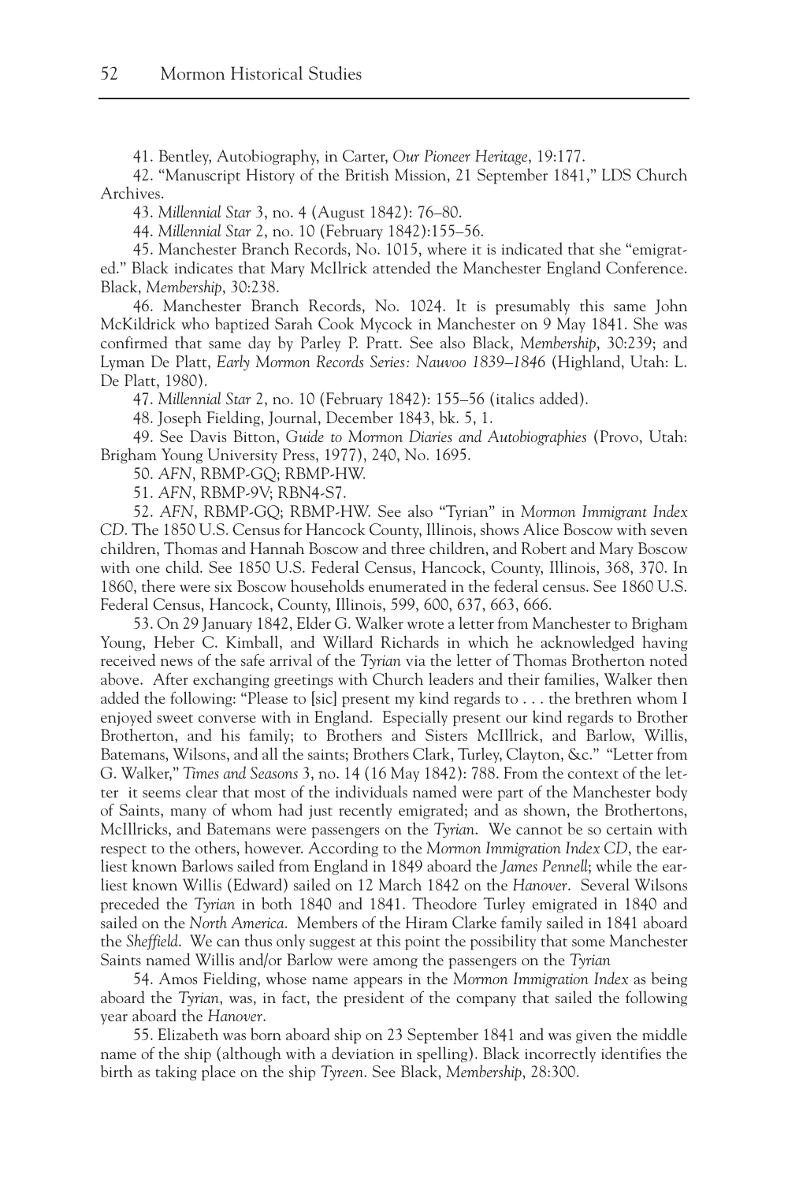41. Bentley, Autobiography, in Carter, *Our Pioneer Heritage*, 19:177.

42. "Manuscript History of the British Mission, 21 September 1841," LDS Church Archives.

43. *Millennial Star* 3, no. 4 (August 1842): 76–80.

44. *Millennial Star* 2, no. 10 (February 1842):155–56.

45. Manchester Branch Records, No. 1015, where it is indicated that she "emigrated." Black indicates that Mary McIlrick attended the Manchester England Conference. Black, *Membership*, 30:238.

46. Manchester Branch Records, No. 1024. It is presumably this same John McKildrick who baptized Sarah Cook Mycock in Manchester on 9 May 1841. She was confirmed that same day by Parley P. Pratt. See also Black, *Membership*, 30:239; and Lyman De Platt, *Early Mormon Records Series: Nauvoo 1839–1846* (Highland, Utah: L. De Platt, 1980).

47. *Millennial Star* 2, no. 10 (February 1842): 155–56 (italics added).

48. Joseph Fielding, Journal, December 1843, bk. 5, 1.

49. See Davis Bitton, *Guide to Mormon Diaries and Autobiographies* (Provo, Utah: Brigham Young University Press, 1977), 240, No. 1695.

50. *AFN*, RBMP-GQ; RBMP-HW.

51. *AFN*, RBMP-9V; RBN4-S7.

52. *AFN*, RBMP-GQ; RBMP-HW. See also "Tyrian" in *Mormon Immigrant Index CD*. The 1850 U.S. Census for Hancock County, Illinois, shows Alice Boscow with seven children, Thomas and Hannah Boscow and three children, and Robert and Mary Boscow with one child. See 1850 U.S. Federal Census, Hancock, County, Illinois, 368, 370. In 1860, there were six Boscow households enumerated in the federal census. See 1860 U.S. Federal Census, Hancock, County, Illinois, 599, 600, 637, 663, 666.

53. On 29 January 1842, Elder G. Walker wrote a letter from Manchester to Brigham Young, Heber C. Kimball, and Willard Richards in which he acknowledged having received news of the safe arrival of the *Tyrian* via the letter of Thomas Brotherton noted above. After exchanging greetings with Church leaders and their families, Walker then added the following: "Please to [sic] present my kind regards to . . . the brethren whom I enjoyed sweet converse with in England. Especially present our kind regards to Brother Brotherton, and his family; to Brothers and Sisters McIllrick, and Barlow, Willis, Batemans, Wilsons, and all the saints; Brothers Clark, Turley, Clayton, &c." "Letter from G. Walker," *Times and Seasons* 3, no. 14 (16 May 1842): 788. From the context of the letter it seems clear that most of the individuals named were part of the Manchester body of Saints, many of whom had just recently emigrated; and as shown, the Brothertons, McIllricks, and Batemans were passengers on the *Tyrian*. We cannot be so certain with respect to the others, however. According to the *Mormon Immigration Index CD*, the earliest known Barlows sailed from England in 1849 aboard the *James Pennell*; while the earliest known Willis (Edward) sailed on 12 March 1842 on the *Hanover*. Several Wilsons preceded the *Tyrian* in both 1840 and 1841. Theodore Turley emigrated in 1840 and sailed on the *North America*. Members of the Hiram Clarke family sailed in 1841 aboard the *Sheffield*. We can thus only suggest at this point the possibility that some Manchester Saints named Willis and/or Barlow were among the passengers on the *Tyrian*

54. Amos Fielding, whose name appears in the *Mormon Immigration Index* as being aboard the *Tyrian*, was, in fact, the president of the company that sailed the following year aboard the *Hanover*.

55. Elizabeth was born aboard ship on 23 September 1841 and was given the middle name of the ship (although with a deviation in spelling). Black incorrectly identifies the birth as taking place on the ship *Tyreen*. See Black, *Membership*, 28:300.